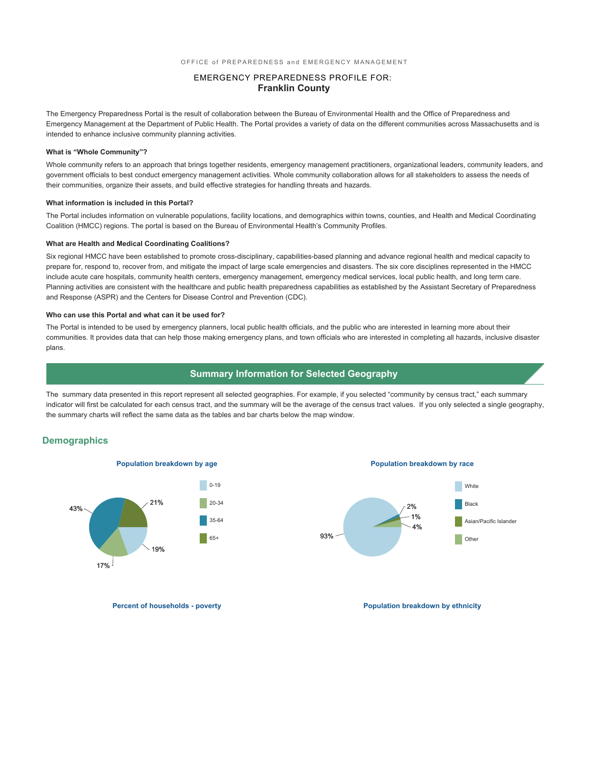OFFICE of PREPAREDNESS and EMERGENCY MANAGEMENT

# EMERGENCY PREPAREDNESS PROFILE FOR: **Franklin County**

The Emergency Preparedness Portal is the result of collaboration between the Bureau of Environmental Health and the Office of Preparedness and Emergency Management at the Department of Public Health. The Portal provides a variety of data on the different communities across Massachusetts and is intended to enhance inclusive community planning activities.

#### What is "Whole Community"?

Whole community refers to an approach that brings together residents, emergency management practitioners, organizational leaders, community leaders, and government officials to best conduct emergency management activities. Whole community collaboration allows for all stakeholders to assess the needs of their communities, organize their assets, and build effective strategies for handling threats and hazards.

#### What information is included in this Portal?

The Portal includes information on vulnerable populations, facility locations, and demographics within towns, counties, and Health and Medical Coordinating Coalition (HMCC) regions. The portal is based on the Bureau of Environmental Health's Community Profiles.

#### What are Health and Medical Coordinating Coalitions?

Six regional HMCC have been established to promote cross-disciplinary, capabilities-based planning and advance regional health and medical capacity to prepare for, respond to, recover from, and mitigate the impact of large scale emergencies and disasters. The six core disciplines represented in the HMCC include acute care hospitals, community health centers, emergency management, emergency medical services, local public health, and long term care. Planning activities are consistent with the healthcare and public health preparedness capabilities as established by the Assistant Secretary of Preparedness and Response (ASPR) and the Centers for Disease Control and Prevention (CDC).

#### Who can use this Portal and what can it be used for?

The Portal is intended to be used by emergency planners, local public health officials, and the public who are interested in learning more about their communities. It provides data that can help those making emergency plans, and town officials who are interested in completing all hazards, inclusive disaster plans.

## Summary Information for Selected Geography

The summary data presented in this report represent all selected geographies. For example, if you selected "community by census tract," each summary indicator will first be calculated for each census tract, and the summary will be the average of the census tract values. If you only selected a single geography, the summary charts will reflect the same data as the tables and bar charts below the map window.

## Demographics

**Population breakdown by age**

| Age | Percent |
| --- | --- |
| 0-19 | 19% |
| 20-34 | 17% |
| 35-64 | 43% |
| 65+ | 21% |

**Population breakdown by race**

| Race | Percent |
| --- | --- |
| White | 93% |
| Black | 2% |
| Asian/Pacific Islander | 1% |
| Other | 4% |

**Percent of households - poverty**

**Population breakdown by ethnicity**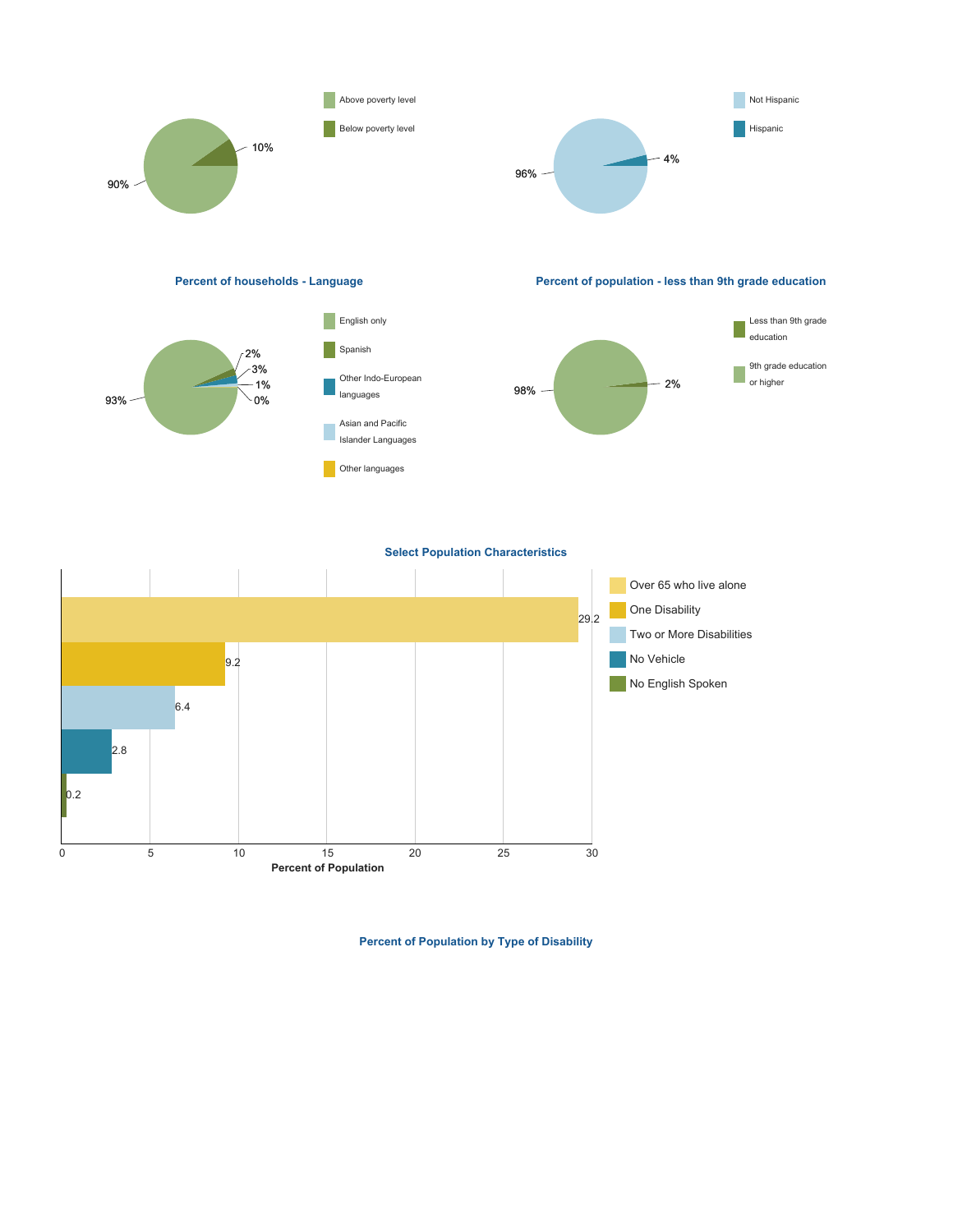Above poverty level: 90%
Below poverty level: 10%

Not Hispanic: 96%
Hispanic: 4%

## Percent of households - Language

| Language | Percent |
|---|---|
| English only | 93% |
| Spanish | 2% |
| Other Indo-European languages | 3% |
| Asian and Pacific Islander Languages | 1% |
| Other languages | 0% |

## Percent of population - less than 9th grade education

| Education | Percent |
|---|---|
| Less than 9th grade education | 2% |
| 9th grade education or higher | 98% |

## Select Population Characteristics

| Characteristic | Percent of Population |
|---|---|
| Over 65 who live alone | 29.2 |
| One Disability | 9.2 |
| Two or More Disabilities | 6.4 |
| No Vehicle | 2.8 |
| No English Spoken | 0.2 |

## Percent of Population by Type of Disability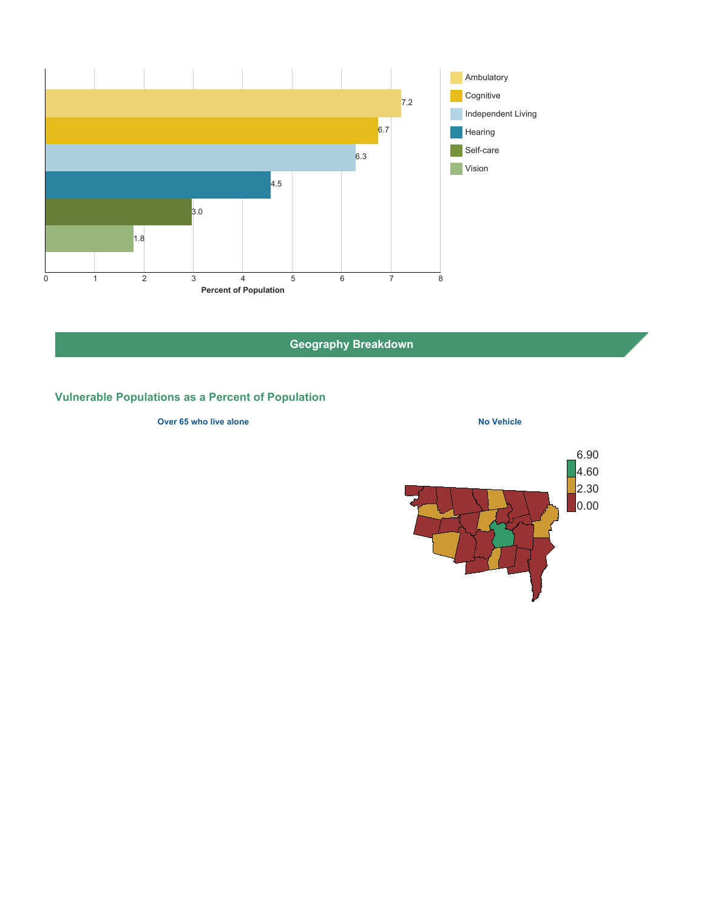| Category | Percent of Population |
|---|---|
| Ambulatory | 7.2 |
| Cognitive | 6.7 |
| Independent Living | 6.3 |
| Hearing | 4.5 |
| Self-care | 3.0 |
| Vision | 1.8 |

## Geography Breakdown

### Vulnerable Populations as a Percent of Population

**Over 65 who live alone**

**No Vehicle**

6.90
4.60
2.30
0.00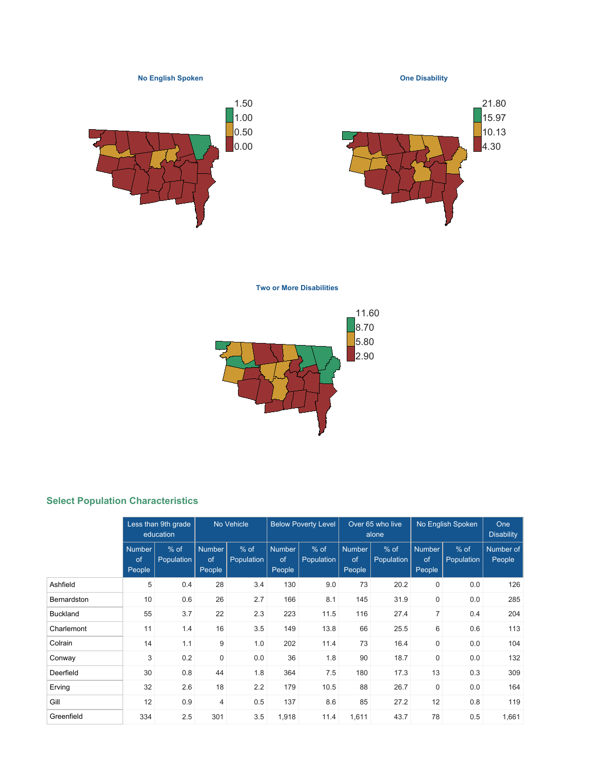**No English Spoken**

1.50
1.00
0.50
0.00

**One Disability**

21.80
15.97
10.13
4.30

**Two or More Disabilities**

11.60
8.70
5.80
2.90

## Select Population Characteristics

| | Less than 9th grade education | | No Vehicle | | Below Poverty Level | | Over 65 who live alone | | No English Spoken | | One Disability |
|---|---|---|---|---|---|---|---|---|---|---|---|
| | Number of People | % of Population | Number of People | % of Population | Number of People | % of Population | Number of People | % of Population | Number of People | % of Population | Number of People |
| Ashfield | 5 | 0.4 | 28 | 3.4 | 130 | 9.0 | 73 | 20.2 | 0 | 0.0 | 126 |
| Bernardston | 10 | 0.6 | 26 | 2.7 | 166 | 8.1 | 145 | 31.9 | 0 | 0.0 | 285 |
| Buckland | 55 | 3.7 | 22 | 2.3 | 223 | 11.5 | 116 | 27.4 | 7 | 0.4 | 204 |
| Charlemont | 11 | 1.4 | 16 | 3.5 | 149 | 13.8 | 66 | 25.5 | 6 | 0.6 | 113 |
| Colrain | 14 | 1.1 | 9 | 1.0 | 202 | 11.4 | 73 | 16.4 | 0 | 0.0 | 104 |
| Conway | 3 | 0.2 | 0 | 0.0 | 36 | 1.8 | 90 | 18.7 | 0 | 0.0 | 132 |
| Deerfield | 30 | 0.8 | 44 | 1.8 | 364 | 7.5 | 180 | 17.3 | 13 | 0.3 | 309 |
| Erving | 32 | 2.6 | 18 | 2.2 | 179 | 10.5 | 88 | 26.7 | 0 | 0.0 | 164 |
| Gill | 12 | 0.9 | 4 | 0.5 | 137 | 8.6 | 85 | 27.2 | 12 | 0.8 | 119 |
| Greenfield | 334 | 2.5 | 301 | 3.5 | 1,918 | 11.4 | 1,611 | 43.7 | 78 | 0.5 | 1,661 |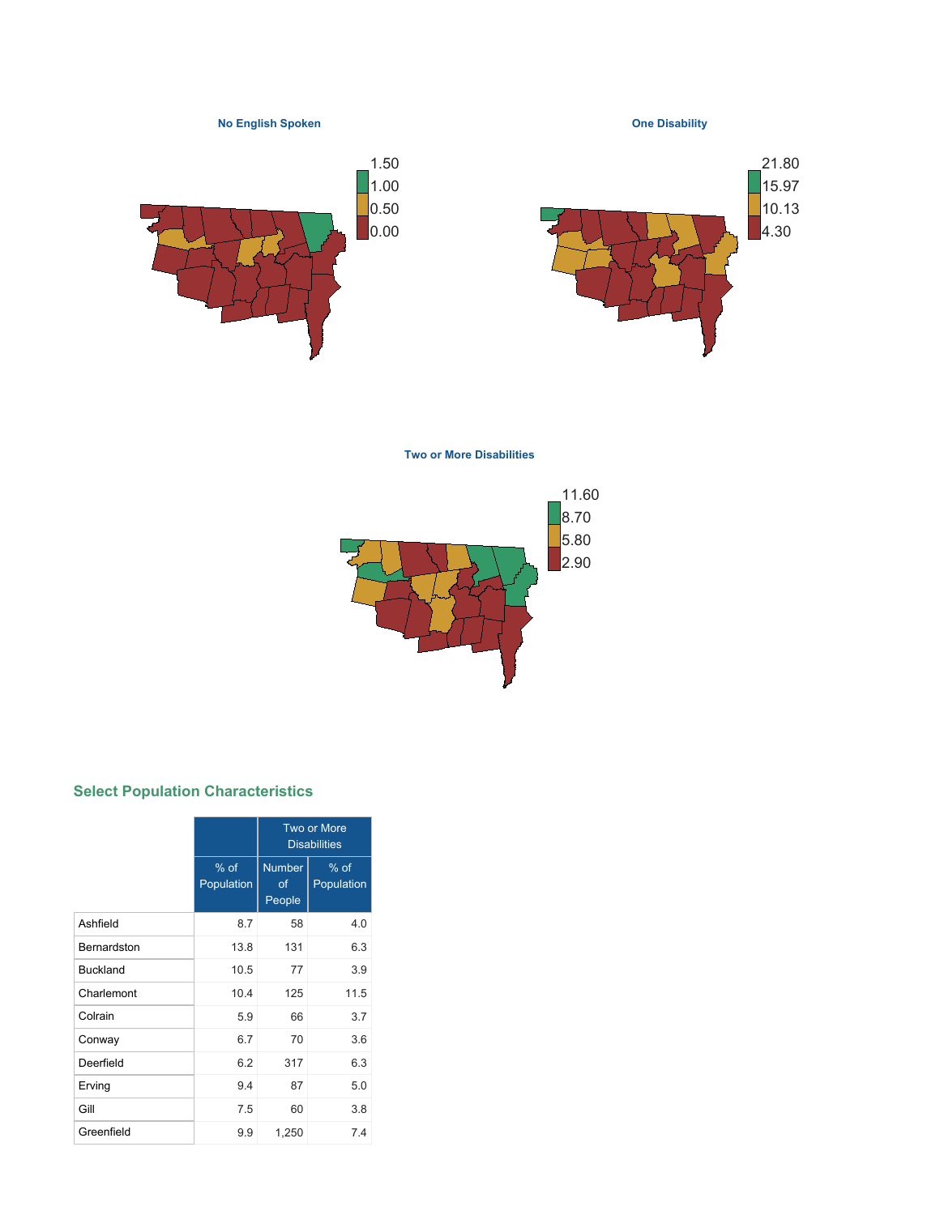**No English Spoken**

1.50
1.00
0.50
0.00

**One Disability**

21.80
15.97
10.13
4.30

**Two or More Disabilities**

11.60
8.70
5.80
2.90

## Select Population Characteristics

| | | Two or More Disabilities | |
|---|---|---|---|
| | % of Population | Number of People | % of Population |
| Ashfield | 8.7 | 58 | 4.0 |
| Bernardston | 13.8 | 131 | 6.3 |
| Buckland | 10.5 | 77 | 3.9 |
| Charlemont | 10.4 | 125 | 11.5 |
| Colrain | 5.9 | 66 | 3.7 |
| Conway | 6.7 | 70 | 3.6 |
| Deerfield | 6.2 | 317 | 6.3 |
| Erving | 9.4 | 87 | 5.0 |
| Gill | 7.5 | 60 | 3.8 |
| Greenfield | 9.9 | 1,250 | 7.4 |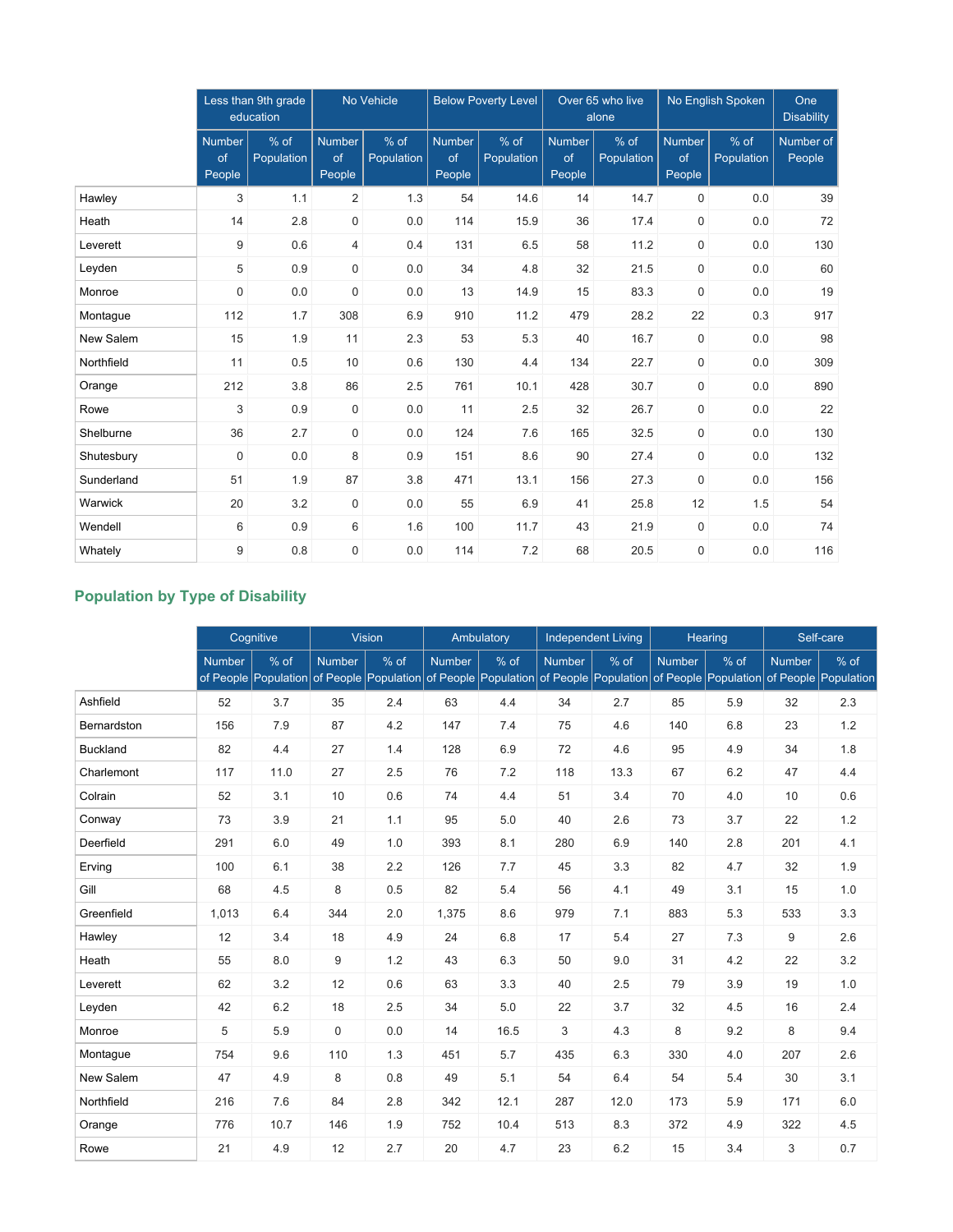| | Less than 9th grade education | | No Vehicle | | Below Poverty Level | | Over 65 who live alone | | No English Spoken | | One Disability |
|---|---|---|---|---|---|---|---|---|---|---|---|
| | Number of People | % of Population | Number of People | % of Population | Number of People | % of Population | Number of People | % of Population | Number of People | % of Population | Number of People |
| Hawley | 3 | 1.1 | 2 | 1.3 | 54 | 14.6 | 14 | 14.7 | 0 | 0.0 | 39 |
| Heath | 14 | 2.8 | 0 | 0.0 | 114 | 15.9 | 36 | 17.4 | 0 | 0.0 | 72 |
| Leverett | 9 | 0.6 | 4 | 0.4 | 131 | 6.5 | 58 | 11.2 | 0 | 0.0 | 130 |
| Leyden | 5 | 0.9 | 0 | 0.0 | 34 | 4.8 | 32 | 21.5 | 0 | 0.0 | 60 |
| Monroe | 0 | 0.0 | 0 | 0.0 | 13 | 14.9 | 15 | 83.3 | 0 | 0.0 | 19 |
| Montague | 112 | 1.7 | 308 | 6.9 | 910 | 11.2 | 479 | 28.2 | 22 | 0.3 | 917 |
| New Salem | 15 | 1.9 | 11 | 2.3 | 53 | 5.3 | 40 | 16.7 | 0 | 0.0 | 98 |
| Northfield | 11 | 0.5 | 10 | 0.6 | 130 | 4.4 | 134 | 22.7 | 0 | 0.0 | 309 |
| Orange | 212 | 3.8 | 86 | 2.5 | 761 | 10.1 | 428 | 30.7 | 0 | 0.0 | 890 |
| Rowe | 3 | 0.9 | 0 | 0.0 | 11 | 2.5 | 32 | 26.7 | 0 | 0.0 | 22 |
| Shelburne | 36 | 2.7 | 0 | 0.0 | 124 | 7.6 | 165 | 32.5 | 0 | 0.0 | 130 |
| Shutesbury | 0 | 0.0 | 8 | 0.9 | 151 | 8.6 | 90 | 27.4 | 0 | 0.0 | 132 |
| Sunderland | 51 | 1.9 | 87 | 3.8 | 471 | 13.1 | 156 | 27.3 | 0 | 0.0 | 156 |
| Warwick | 20 | 3.2 | 0 | 0.0 | 55 | 6.9 | 41 | 25.8 | 12 | 1.5 | 54 |
| Wendell | 6 | 0.9 | 6 | 1.6 | 100 | 11.7 | 43 | 21.9 | 0 | 0.0 | 74 |
| Whately | 9 | 0.8 | 0 | 0.0 | 114 | 7.2 | 68 | 20.5 | 0 | 0.0 | 116 |

## Population by Type of Disability

| | Cognitive | | Vision | | Ambulatory | | Independent Living | | Hearing | | Self-care | |
|---|---|---|---|---|---|---|---|---|---|---|---|---|
| | Number of People | % of Population | Number of People | % of Population | Number of People | % of Population | Number of People | % of Population | Number of People | % of Population | Number of People | % of Population |
| Ashfield | 52 | 3.7 | 35 | 2.4 | 63 | 4.4 | 34 | 2.7 | 85 | 5.9 | 32 | 2.3 |
| Bernardston | 156 | 7.9 | 87 | 4.2 | 147 | 7.4 | 75 | 4.6 | 140 | 6.8 | 23 | 1.2 |
| Buckland | 82 | 4.4 | 27 | 1.4 | 128 | 6.9 | 72 | 4.6 | 95 | 4.9 | 34 | 1.8 |
| Charlemont | 117 | 11.0 | 27 | 2.5 | 76 | 7.2 | 118 | 13.3 | 67 | 6.2 | 47 | 4.4 |
| Colrain | 52 | 3.1 | 10 | 0.6 | 74 | 4.4 | 51 | 3.4 | 70 | 4.0 | 10 | 0.6 |
| Conway | 73 | 3.9 | 21 | 1.1 | 95 | 5.0 | 40 | 2.6 | 73 | 3.7 | 22 | 1.2 |
| Deerfield | 291 | 6.0 | 49 | 1.0 | 393 | 8.1 | 280 | 6.9 | 140 | 2.8 | 201 | 4.1 |
| Erving | 100 | 6.1 | 38 | 2.2 | 126 | 7.7 | 45 | 3.3 | 82 | 4.7 | 32 | 1.9 |
| Gill | 68 | 4.5 | 8 | 0.5 | 82 | 5.4 | 56 | 4.1 | 49 | 3.1 | 15 | 1.0 |
| Greenfield | 1,013 | 6.4 | 344 | 2.0 | 1,375 | 8.6 | 979 | 7.1 | 883 | 5.3 | 533 | 3.3 |
| Hawley | 12 | 3.4 | 18 | 4.9 | 24 | 6.8 | 17 | 5.4 | 27 | 7.3 | 9 | 2.6 |
| Heath | 55 | 8.0 | 9 | 1.2 | 43 | 6.3 | 50 | 9.0 | 31 | 4.2 | 22 | 3.2 |
| Leverett | 62 | 3.2 | 12 | 0.6 | 63 | 3.3 | 40 | 2.5 | 79 | 3.9 | 19 | 1.0 |
| Leyden | 42 | 6.2 | 18 | 2.5 | 34 | 5.0 | 22 | 3.7 | 32 | 4.5 | 16 | 2.4 |
| Monroe | 5 | 5.9 | 0 | 0.0 | 14 | 16.5 | 3 | 4.3 | 8 | 9.2 | 8 | 9.4 |
| Montague | 754 | 9.6 | 110 | 1.3 | 451 | 5.7 | 435 | 6.3 | 330 | 4.0 | 207 | 2.6 |
| New Salem | 47 | 4.9 | 8 | 0.8 | 49 | 5.1 | 54 | 6.4 | 54 | 5.4 | 30 | 3.1 |
| Northfield | 216 | 7.6 | 84 | 2.8 | 342 | 12.1 | 287 | 12.0 | 173 | 5.9 | 171 | 6.0 |
| Orange | 776 | 10.7 | 146 | 1.9 | 752 | 10.4 | 513 | 8.3 | 372 | 4.9 | 322 | 4.5 |
| Rowe | 21 | 4.9 | 12 | 2.7 | 20 | 4.7 | 23 | 6.2 | 15 | 3.4 | 3 | 0.7 |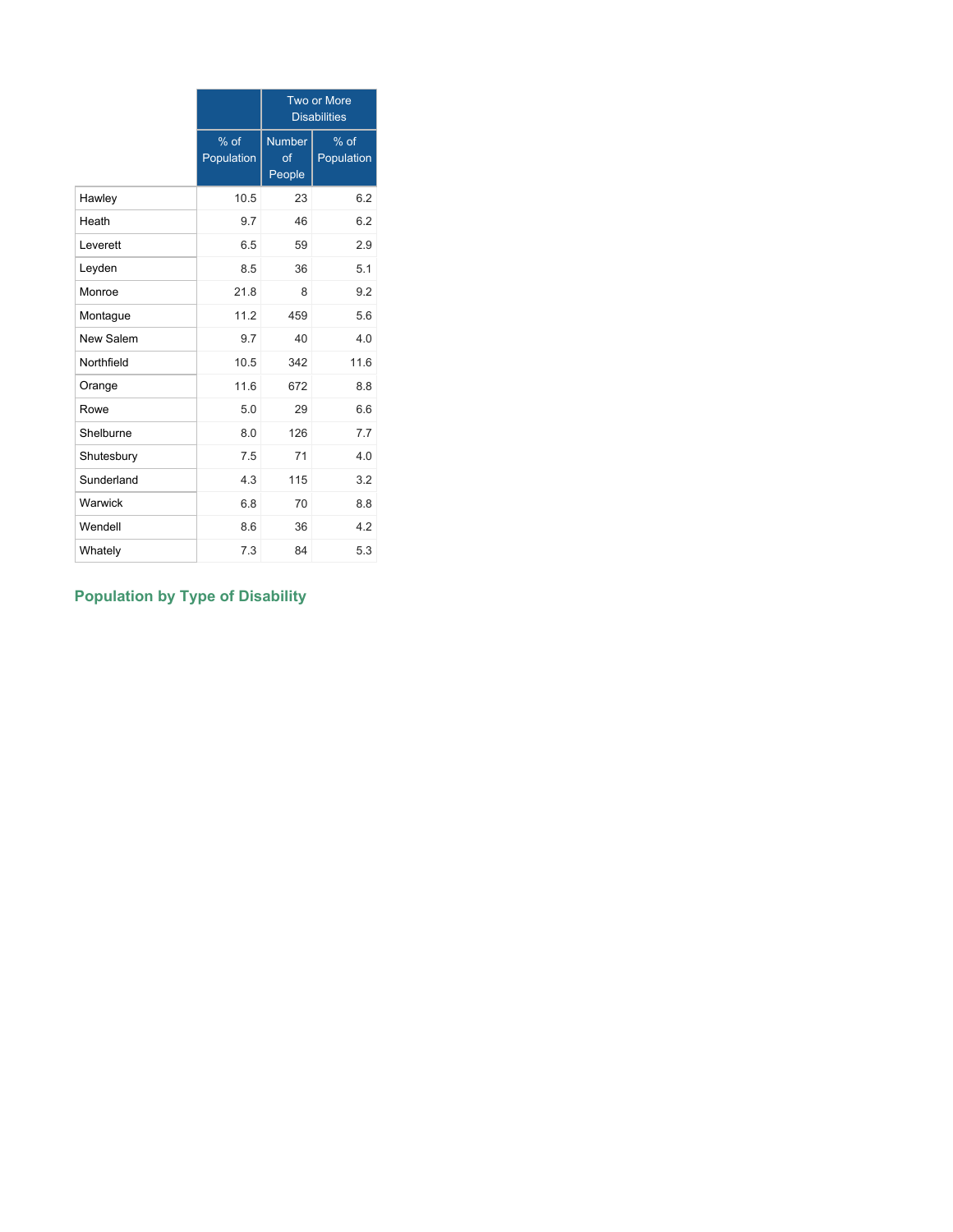| | | Two or More Disabilities | |
|---|---|---|---|
| | % of Population | Number of People | % of Population |
| Hawley | 10.5 | 23 | 6.2 |
| Heath | 9.7 | 46 | 6.2 |
| Leverett | 6.5 | 59 | 2.9 |
| Leyden | 8.5 | 36 | 5.1 |
| Monroe | 21.8 | 8 | 9.2 |
| Montague | 11.2 | 459 | 5.6 |
| New Salem | 9.7 | 40 | 4.0 |
| Northfield | 10.5 | 342 | 11.6 |
| Orange | 11.6 | 672 | 8.8 |
| Rowe | 5.0 | 29 | 6.6 |
| Shelburne | 8.0 | 126 | 7.7 |
| Shutesbury | 7.5 | 71 | 4.0 |
| Sunderland | 4.3 | 115 | 3.2 |
| Warwick | 6.8 | 70 | 8.8 |
| Wendell | 8.6 | 36 | 4.2 |
| Whately | 7.3 | 84 | 5.3 |

## Population by Type of Disability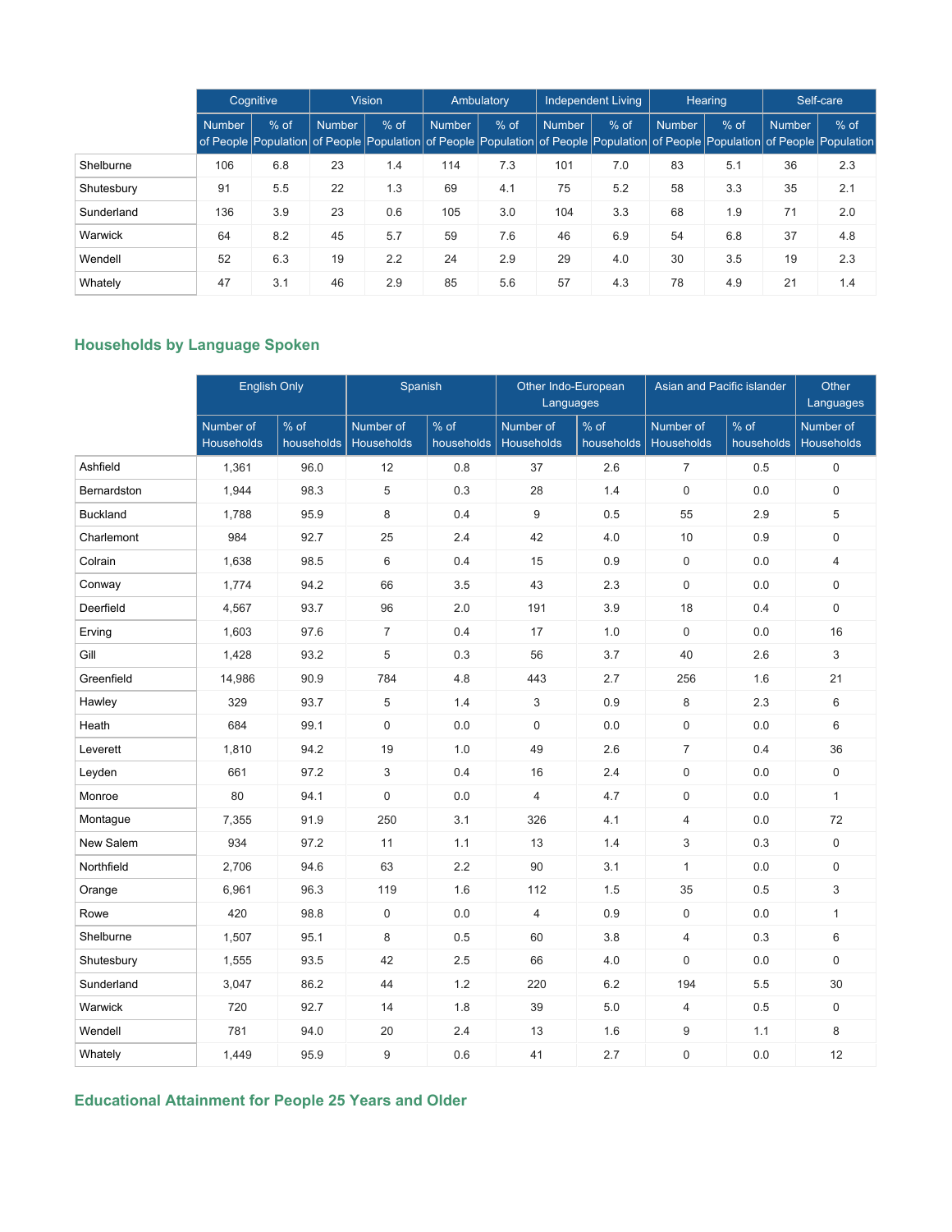| | Cognitive | | Vision | | Ambulatory | | Independent Living | | Hearing | | Self-care | |
|---|---|---|---|---|---|---|---|---|---|---|---|---|
| | Number of People | % of Population | Number of People | % of Population | Number of People | % of Population | Number of People | % of Population | Number of People | % of Population | Number of People | % of Population |
| Shelburne | 106 | 6.8 | 23 | 1.4 | 114 | 7.3 | 101 | 7.0 | 83 | 5.1 | 36 | 2.3 |
| Shutesbury | 91 | 5.5 | 22 | 1.3 | 69 | 4.1 | 75 | 5.2 | 58 | 3.3 | 35 | 2.1 |
| Sunderland | 136 | 3.9 | 23 | 0.6 | 105 | 3.0 | 104 | 3.3 | 68 | 1.9 | 71 | 2.0 |
| Warwick | 64 | 8.2 | 45 | 5.7 | 59 | 7.6 | 46 | 6.9 | 54 | 6.8 | 37 | 4.8 |
| Wendell | 52 | 6.3 | 19 | 2.2 | 24 | 2.9 | 29 | 4.0 | 30 | 3.5 | 19 | 2.3 |
| Whately | 47 | 3.1 | 46 | 2.9 | 85 | 5.6 | 57 | 4.3 | 78 | 4.9 | 21 | 1.4 |

## Households by Language Spoken

| | English Only | | Spanish | | Other Indo-European Languages | | Asian and Pacific islander | | Other Languages |
|---|---|---|---|---|---|---|---|---|---|
| | Number of Households | % of households | Number of Households | % of households | Number of Households | % of households | Number of Households | % of households | Number of Households |
| Ashfield | 1,361 | 96.0 | 12 | 0.8 | 37 | 2.6 | 7 | 0.5 | 0 |
| Bernardston | 1,944 | 98.3 | 5 | 0.3 | 28 | 1.4 | 0 | 0.0 | 0 |
| Buckland | 1,788 | 95.9 | 8 | 0.4 | 9 | 0.5 | 55 | 2.9 | 5 |
| Charlemont | 984 | 92.7 | 25 | 2.4 | 42 | 4.0 | 10 | 0.9 | 0 |
| Colrain | 1,638 | 98.5 | 6 | 0.4 | 15 | 0.9 | 0 | 0.0 | 4 |
| Conway | 1,774 | 94.2 | 66 | 3.5 | 43 | 2.3 | 0 | 0.0 | 0 |
| Deerfield | 4,567 | 93.7 | 96 | 2.0 | 191 | 3.9 | 18 | 0.4 | 0 |
| Erving | 1,603 | 97.6 | 7 | 0.4 | 17 | 1.0 | 0 | 0.0 | 16 |
| Gill | 1,428 | 93.2 | 5 | 0.3 | 56 | 3.7 | 40 | 2.6 | 3 |
| Greenfield | 14,986 | 90.9 | 784 | 4.8 | 443 | 2.7 | 256 | 1.6 | 21 |
| Hawley | 329 | 93.7 | 5 | 1.4 | 3 | 0.9 | 8 | 2.3 | 6 |
| Heath | 684 | 99.1 | 0 | 0.0 | 0 | 0.0 | 0 | 0.0 | 6 |
| Leverett | 1,810 | 94.2 | 19 | 1.0 | 49 | 2.6 | 7 | 0.4 | 36 |
| Leyden | 661 | 97.2 | 3 | 0.4 | 16 | 2.4 | 0 | 0.0 | 0 |
| Monroe | 80 | 94.1 | 0 | 0.0 | 4 | 4.7 | 0 | 0.0 | 1 |
| Montague | 7,355 | 91.9 | 250 | 3.1 | 326 | 4.1 | 4 | 0.0 | 72 |
| New Salem | 934 | 97.2 | 11 | 1.1 | 13 | 1.4 | 3 | 0.3 | 0 |
| Northfield | 2,706 | 94.6 | 63 | 2.2 | 90 | 3.1 | 1 | 0.0 | 0 |
| Orange | 6,961 | 96.3 | 119 | 1.6 | 112 | 1.5 | 35 | 0.5 | 3 |
| Rowe | 420 | 98.8 | 0 | 0.0 | 4 | 0.9 | 0 | 0.0 | 1 |
| Shelburne | 1,507 | 95.1 | 8 | 0.5 | 60 | 3.8 | 4 | 0.3 | 6 |
| Shutesbury | 1,555 | 93.5 | 42 | 2.5 | 66 | 4.0 | 0 | 0.0 | 0 |
| Sunderland | 3,047 | 86.2 | 44 | 1.2 | 220 | 6.2 | 194 | 5.5 | 30 |
| Warwick | 720 | 92.7 | 14 | 1.8 | 39 | 5.0 | 4 | 0.5 | 0 |
| Wendell | 781 | 94.0 | 20 | 2.4 | 13 | 1.6 | 9 | 1.1 | 8 |
| Whately | 1,449 | 95.9 | 9 | 0.6 | 41 | 2.7 | 0 | 0.0 | 12 |

## Educational Attainment for People 25 Years and Older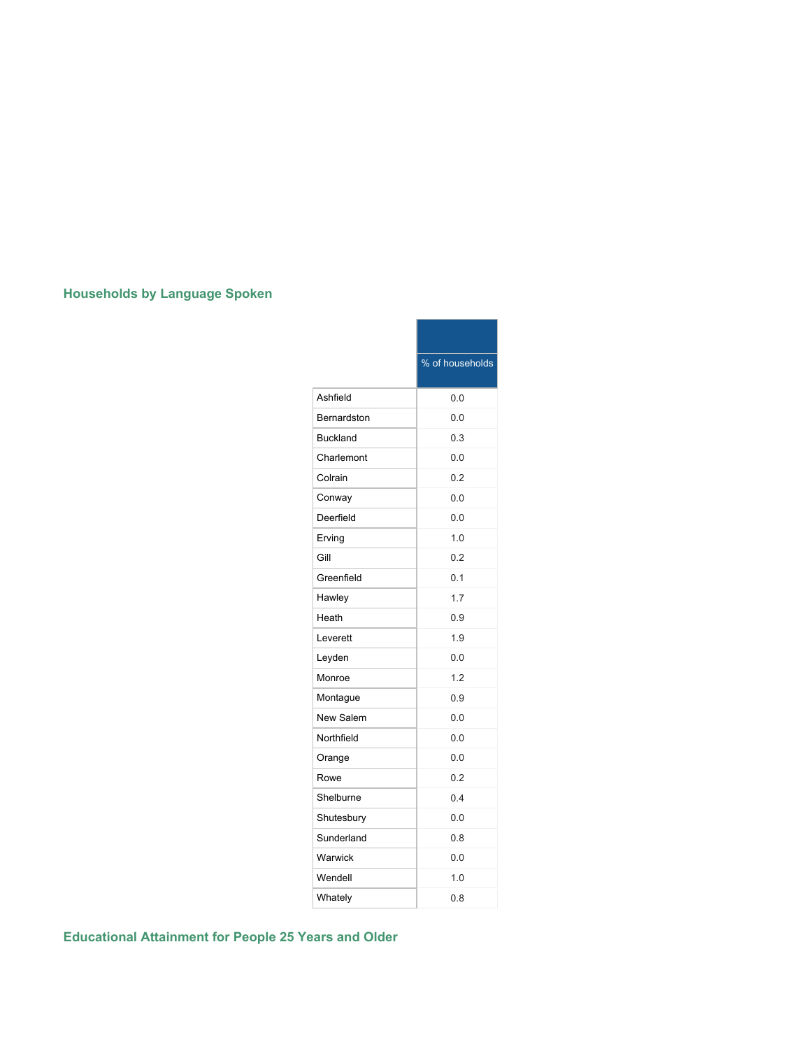## Households by Language Spoken

| | % of households |
|---|---|
| Ashfield | 0.0 |
| Bernardston | 0.0 |
| Buckland | 0.3 |
| Charlemont | 0.0 |
| Colrain | 0.2 |
| Conway | 0.0 |
| Deerfield | 0.0 |
| Erving | 1.0 |
| Gill | 0.2 |
| Greenfield | 0.1 |
| Hawley | 1.7 |
| Heath | 0.9 |
| Leverett | 1.9 |
| Leyden | 0.0 |
| Monroe | 1.2 |
| Montague | 0.9 |
| New Salem | 0.0 |
| Northfield | 0.0 |
| Orange | 0.0 |
| Rowe | 0.2 |
| Shelburne | 0.4 |
| Shutesbury | 0.0 |
| Sunderland | 0.8 |
| Warwick | 0.0 |
| Wendell | 1.0 |
| Whately | 0.8 |

## Educational Attainment for People 25 Years and Older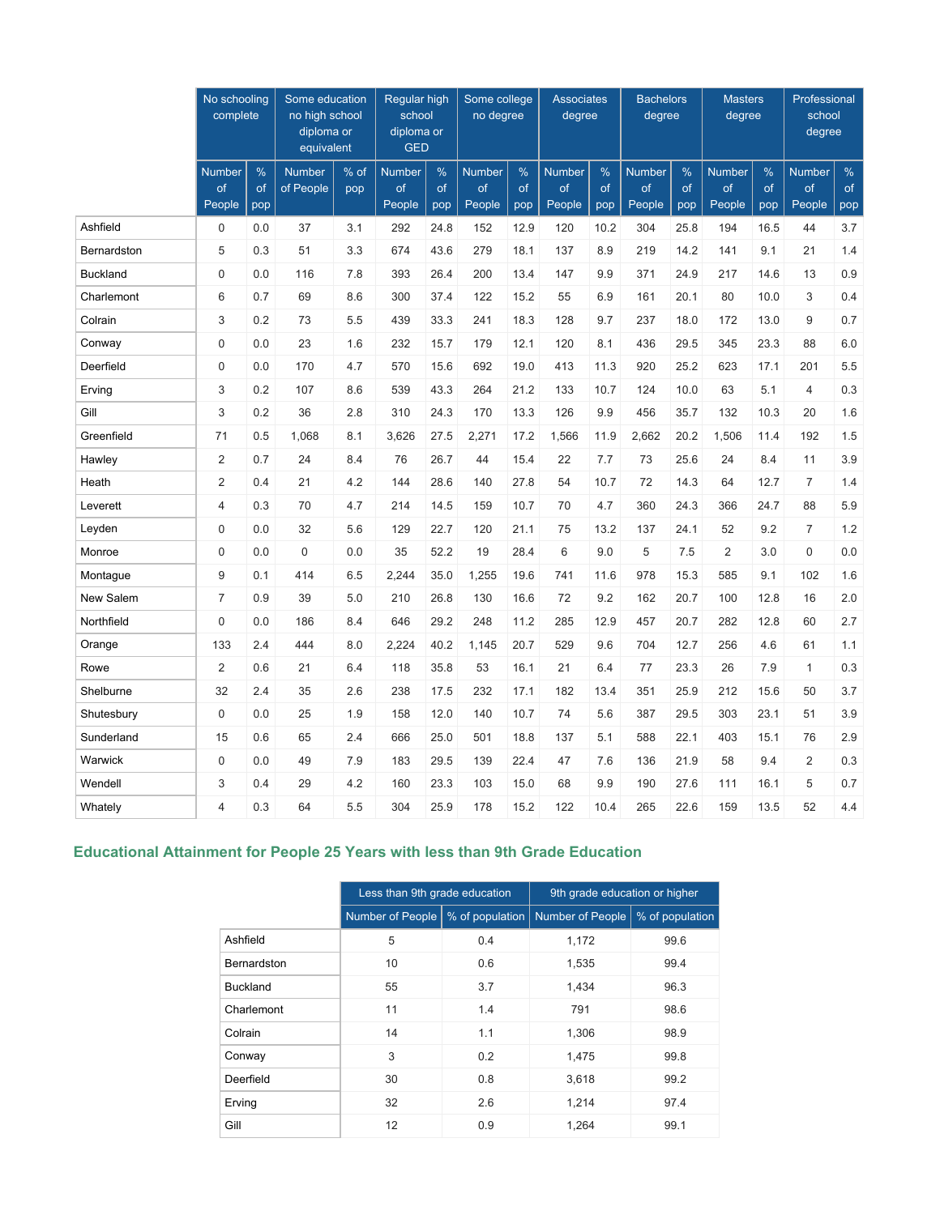| | No schooling complete | | Some education no high school diploma or equivalent | | Regular high school diploma or GED | | Some college no degree | | Associates degree | | Bachelors degree | | Masters degree | | Professional school degree | |
|---|---|---|---|---|---|---|---|---|---|---|---|---|---|---|---|---|
| | Number of People | % of pop | Number of People | % of pop | Number of People | % of pop | Number of People | % of pop | Number of People | % of pop | Number of People | % of pop | Number of People | % of pop | Number of People | % of pop |
| Ashfield | 0 | 0.0 | 37 | 3.1 | 292 | 24.8 | 152 | 12.9 | 120 | 10.2 | 304 | 25.8 | 194 | 16.5 | 44 | 3.7 |
| Bernardston | 5 | 0.3 | 51 | 3.3 | 674 | 43.6 | 279 | 18.1 | 137 | 8.9 | 219 | 14.2 | 141 | 9.1 | 21 | 1.4 |
| Buckland | 0 | 0.0 | 116 | 7.8 | 393 | 26.4 | 200 | 13.4 | 147 | 9.9 | 371 | 24.9 | 217 | 14.6 | 13 | 0.9 |
| Charlemont | 6 | 0.7 | 69 | 8.6 | 300 | 37.4 | 122 | 15.2 | 55 | 6.9 | 161 | 20.1 | 80 | 10.0 | 3 | 0.4 |
| Colrain | 3 | 0.2 | 73 | 5.5 | 439 | 33.3 | 241 | 18.3 | 128 | 9.7 | 237 | 18.0 | 172 | 13.0 | 9 | 0.7 |
| Conway | 0 | 0.0 | 23 | 1.6 | 232 | 15.7 | 179 | 12.1 | 120 | 8.1 | 436 | 29.5 | 345 | 23.3 | 88 | 6.0 |
| Deerfield | 0 | 0.0 | 170 | 4.7 | 570 | 15.6 | 692 | 19.0 | 413 | 11.3 | 920 | 25.2 | 623 | 17.1 | 201 | 5.5 |
| Erving | 3 | 0.2 | 107 | 8.6 | 539 | 43.3 | 264 | 21.2 | 133 | 10.7 | 124 | 10.0 | 63 | 5.1 | 4 | 0.3 |
| Gill | 3 | 0.2 | 36 | 2.8 | 310 | 24.3 | 170 | 13.3 | 126 | 9.9 | 456 | 35.7 | 132 | 10.3 | 20 | 1.6 |
| Greenfield | 71 | 0.5 | 1,068 | 8.1 | 3,626 | 27.5 | 2,271 | 17.2 | 1,566 | 11.9 | 2,662 | 20.2 | 1,506 | 11.4 | 192 | 1.5 |
| Hawley | 2 | 0.7 | 24 | 8.4 | 76 | 26.7 | 44 | 15.4 | 22 | 7.7 | 73 | 25.6 | 24 | 8.4 | 11 | 3.9 |
| Heath | 2 | 0.4 | 21 | 4.2 | 144 | 28.6 | 140 | 27.8 | 54 | 10.7 | 72 | 14.3 | 64 | 12.7 | 7 | 1.4 |
| Leverett | 4 | 0.3 | 70 | 4.7 | 214 | 14.5 | 159 | 10.7 | 70 | 4.7 | 360 | 24.3 | 366 | 24.7 | 88 | 5.9 |
| Leyden | 0 | 0.0 | 32 | 5.6 | 129 | 22.7 | 120 | 21.1 | 75 | 13.2 | 137 | 24.1 | 52 | 9.2 | 7 | 1.2 |
| Monroe | 0 | 0.0 | 0 | 0.0 | 35 | 52.2 | 19 | 28.4 | 6 | 9.0 | 5 | 7.5 | 2 | 3.0 | 0 | 0.0 |
| Montague | 9 | 0.1 | 414 | 6.5 | 2,244 | 35.0 | 1,255 | 19.6 | 741 | 11.6 | 978 | 15.3 | 585 | 9.1 | 102 | 1.6 |
| New Salem | 7 | 0.9 | 39 | 5.0 | 210 | 26.8 | 130 | 16.6 | 72 | 9.2 | 162 | 20.7 | 100 | 12.8 | 16 | 2.0 |
| Northfield | 0 | 0.0 | 186 | 8.4 | 646 | 29.2 | 248 | 11.2 | 285 | 12.9 | 457 | 20.7 | 282 | 12.8 | 60 | 2.7 |
| Orange | 133 | 2.4 | 444 | 8.0 | 2,224 | 40.2 | 1,145 | 20.7 | 529 | 9.6 | 704 | 12.7 | 256 | 4.6 | 61 | 1.1 |
| Rowe | 2 | 0.6 | 21 | 6.4 | 118 | 35.8 | 53 | 16.1 | 21 | 6.4 | 77 | 23.3 | 26 | 7.9 | 1 | 0.3 |
| Shelburne | 32 | 2.4 | 35 | 2.6 | 238 | 17.5 | 232 | 17.1 | 182 | 13.4 | 351 | 25.9 | 212 | 15.6 | 50 | 3.7 |
| Shutesbury | 0 | 0.0 | 25 | 1.9 | 158 | 12.0 | 140 | 10.7 | 74 | 5.6 | 387 | 29.5 | 303 | 23.1 | 51 | 3.9 |
| Sunderland | 15 | 0.6 | 65 | 2.4 | 666 | 25.0 | 501 | 18.8 | 137 | 5.1 | 588 | 22.1 | 403 | 15.1 | 76 | 2.9 |
| Warwick | 0 | 0.0 | 49 | 7.9 | 183 | 29.5 | 139 | 22.4 | 47 | 7.6 | 136 | 21.9 | 58 | 9.4 | 2 | 0.3 |
| Wendell | 3 | 0.4 | 29 | 4.2 | 160 | 23.3 | 103 | 15.0 | 68 | 9.9 | 190 | 27.6 | 111 | 16.1 | 5 | 0.7 |
| Whately | 4 | 0.3 | 64 | 5.5 | 304 | 25.9 | 178 | 15.2 | 122 | 10.4 | 265 | 22.6 | 159 | 13.5 | 52 | 4.4 |

## Educational Attainment for People 25 Years with less than 9th Grade Education

| | Less than 9th grade education | | 9th grade education or higher | |
|---|---|---|---|---|
| | Number of People | % of population | Number of People | % of population |
| Ashfield | 5 | 0.4 | 1,172 | 99.6 |
| Bernardston | 10 | 0.6 | 1,535 | 99.4 |
| Buckland | 55 | 3.7 | 1,434 | 96.3 |
| Charlemont | 11 | 1.4 | 791 | 98.6 |
| Colrain | 14 | 1.1 | 1,306 | 98.9 |
| Conway | 3 | 0.2 | 1,475 | 99.8 |
| Deerfield | 30 | 0.8 | 3,618 | 99.2 |
| Erving | 32 | 2.6 | 1,214 | 97.4 |
| Gill | 12 | 0.9 | 1,264 | 99.1 |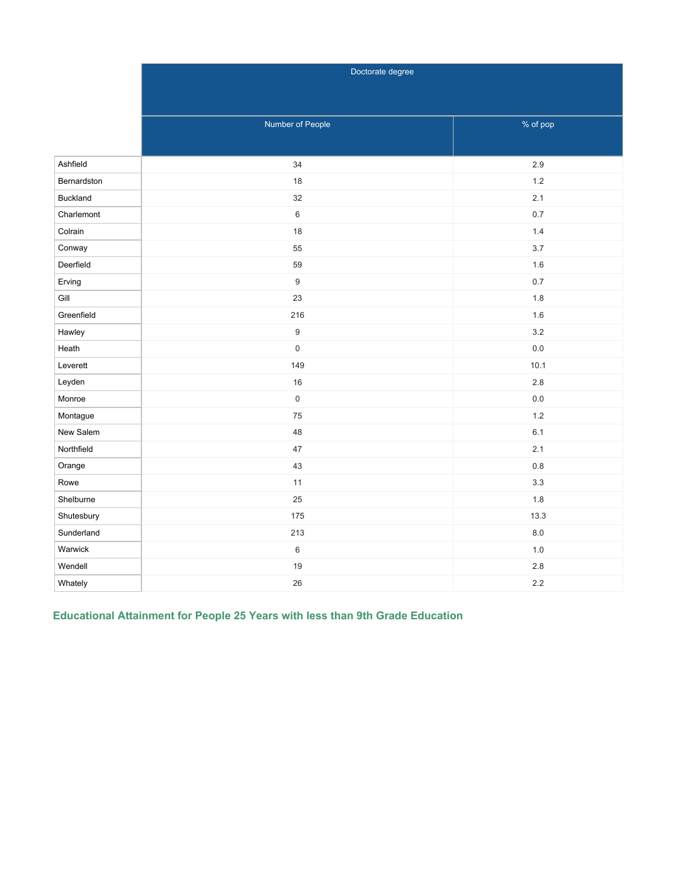| | Doctorate degree | |
|---|---|---|
| | Number of People | % of pop |
| Ashfield | 34 | 2.9 |
| Bernardston | 18 | 1.2 |
| Buckland | 32 | 2.1 |
| Charlemont | 6 | 0.7 |
| Colrain | 18 | 1.4 |
| Conway | 55 | 3.7 |
| Deerfield | 59 | 1.6 |
| Erving | 9 | 0.7 |
| Gill | 23 | 1.8 |
| Greenfield | 216 | 1.6 |
| Hawley | 9 | 3.2 |
| Heath | 0 | 0.0 |
| Leverett | 149 | 10.1 |
| Leyden | 16 | 2.8 |
| Monroe | 0 | 0.0 |
| Montague | 75 | 1.2 |
| New Salem | 48 | 6.1 |
| Northfield | 47 | 2.1 |
| Orange | 43 | 0.8 |
| Rowe | 11 | 3.3 |
| Shelburne | 25 | 1.8 |
| Shutesbury | 175 | 13.3 |
| Sunderland | 213 | 8.0 |
| Warwick | 6 | 1.0 |
| Wendell | 19 | 2.8 |
| Whately | 26 | 2.2 |

### Educational Attainment for People 25 Years with less than 9th Grade Education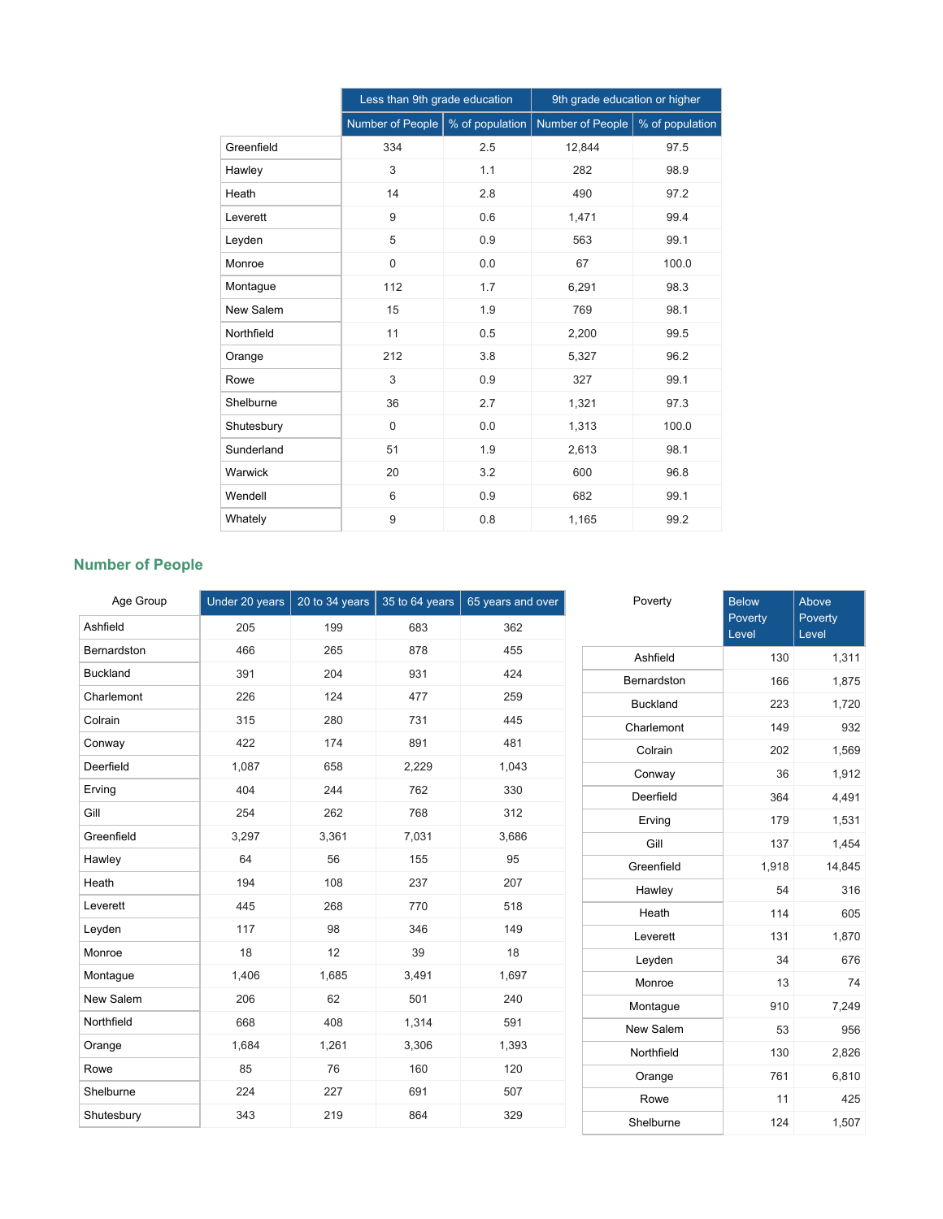| | Less than 9th grade education | | 9th grade education or higher | |
|---|---|---|---|---|
| | Number of People | % of population | Number of People | % of population |
| Greenfield | 334 | 2.5 | 12,844 | 97.5 |
| Hawley | 3 | 1.1 | 282 | 98.9 |
| Heath | 14 | 2.8 | 490 | 97.2 |
| Leverett | 9 | 0.6 | 1,471 | 99.4 |
| Leyden | 5 | 0.9 | 563 | 99.1 |
| Monroe | 0 | 0.0 | 67 | 100.0 |
| Montague | 112 | 1.7 | 6,291 | 98.3 |
| New Salem | 15 | 1.9 | 769 | 98.1 |
| Northfield | 11 | 0.5 | 2,200 | 99.5 |
| Orange | 212 | 3.8 | 5,327 | 96.2 |
| Rowe | 3 | 0.9 | 327 | 99.1 |
| Shelburne | 36 | 2.7 | 1,321 | 97.3 |
| Shutesbury | 0 | 0.0 | 1,313 | 100.0 |
| Sunderland | 51 | 1.9 | 2,613 | 98.1 |
| Warwick | 20 | 3.2 | 600 | 96.8 |
| Wendell | 6 | 0.9 | 682 | 99.1 |
| Whately | 9 | 0.8 | 1,165 | 99.2 |

## Number of People

| Age Group | Under 20 years | 20 to 34 years | 35 to 64 years | 65 years and over |
|---|---|---|---|---|
| Ashfield | 205 | 199 | 683 | 362 |
| Bernardston | 466 | 265 | 878 | 455 |
| Buckland | 391 | 204 | 931 | 424 |
| Charlemont | 226 | 124 | 477 | 259 |
| Colrain | 315 | 280 | 731 | 445 |
| Conway | 422 | 174 | 891 | 481 |
| Deerfield | 1,087 | 658 | 2,229 | 1,043 |
| Erving | 404 | 244 | 762 | 330 |
| Gill | 254 | 262 | 768 | 312 |
| Greenfield | 3,297 | 3,361 | 7,031 | 3,686 |
| Hawley | 64 | 56 | 155 | 95 |
| Heath | 194 | 108 | 237 | 207 |
| Leverett | 445 | 268 | 770 | 518 |
| Leyden | 117 | 98 | 346 | 149 |
| Monroe | 18 | 12 | 39 | 18 |
| Montague | 1,406 | 1,685 | 3,491 | 1,697 |
| New Salem | 206 | 62 | 501 | 240 |
| Northfield | 668 | 408 | 1,314 | 591 |
| Orange | 1,684 | 1,261 | 3,306 | 1,393 |
| Rowe | 85 | 76 | 160 | 120 |
| Shelburne | 224 | 227 | 691 | 507 |
| Shutesbury | 343 | 219 | 864 | 329 |

| Poverty | Below Poverty Level | Above Poverty Level |
|---|---|---|
| Ashfield | 130 | 1,311 |
| Bernardston | 166 | 1,875 |
| Buckland | 223 | 1,720 |
| Charlemont | 149 | 932 |
| Colrain | 202 | 1,569 |
| Conway | 36 | 1,912 |
| Deerfield | 364 | 4,491 |
| Erving | 179 | 1,531 |
| Gill | 137 | 1,454 |
| Greenfield | 1,918 | 14,845 |
| Hawley | 54 | 316 |
| Heath | 114 | 605 |
| Leverett | 131 | 1,870 |
| Leyden | 34 | 676 |
| Monroe | 13 | 74 |
| Montague | 910 | 7,249 |
| New Salem | 53 | 956 |
| Northfield | 130 | 2,826 |
| Orange | 761 | 6,810 |
| Rowe | 11 | 425 |
| Shelburne | 124 | 1,507 |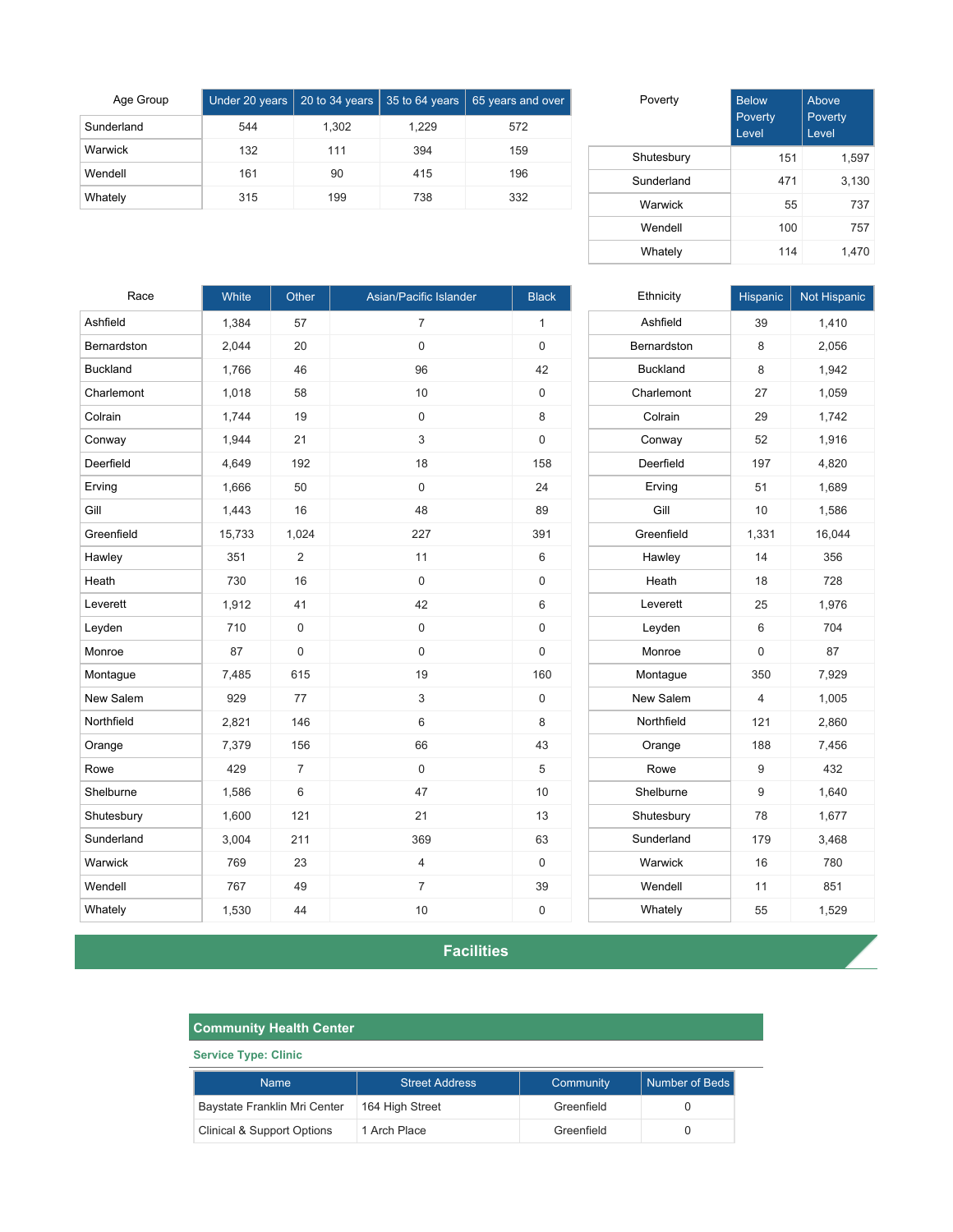| Age Group | Under 20 years | 20 to 34 years | 35 to 64 years | 65 years and over |
|---|---|---|---|---|
| Sunderland | 544 | 1,302 | 1,229 | 572 |
| Warwick | 132 | 111 | 394 | 159 |
| Wendell | 161 | 90 | 415 | 196 |
| Whately | 315 | 199 | 738 | 332 |

| Poverty | Below Poverty Level | Above Poverty Level |
|---|---|---|
| Shutesbury | 151 | 1,597 |
| Sunderland | 471 | 3,130 |
| Warwick | 55 | 737 |
| Wendell | 100 | 757 |
| Whately | 114 | 1,470 |

| Race | White | Other | Asian/Pacific Islander | Black |
|---|---|---|---|---|
| Ashfield | 1,384 | 57 | 7 | 1 |
| Bernardston | 2,044 | 20 | 0 | 0 |
| Buckland | 1,766 | 46 | 96 | 42 |
| Charlemont | 1,018 | 58 | 10 | 0 |
| Colrain | 1,744 | 19 | 0 | 8 |
| Conway | 1,944 | 21 | 3 | 0 |
| Deerfield | 4,649 | 192 | 18 | 158 |
| Erving | 1,666 | 50 | 0 | 24 |
| Gill | 1,443 | 16 | 48 | 89 |
| Greenfield | 15,733 | 1,024 | 227 | 391 |
| Hawley | 351 | 2 | 11 | 6 |
| Heath | 730 | 16 | 0 | 0 |
| Leverett | 1,912 | 41 | 42 | 6 |
| Leyden | 710 | 0 | 0 | 0 |
| Monroe | 87 | 0 | 0 | 0 |
| Montague | 7,485 | 615 | 19 | 160 |
| New Salem | 929 | 77 | 3 | 0 |
| Northfield | 2,821 | 146 | 6 | 8 |
| Orange | 7,379 | 156 | 66 | 43 |
| Rowe | 429 | 7 | 0 | 5 |
| Shelburne | 1,586 | 6 | 47 | 10 |
| Shutesbury | 1,600 | 121 | 21 | 13 |
| Sunderland | 3,004 | 211 | 369 | 63 |
| Warwick | 769 | 23 | 4 | 0 |
| Wendell | 767 | 49 | 7 | 39 |
| Whately | 1,530 | 44 | 10 | 0 |

| Ethnicity | Hispanic | Not Hispanic |
|---|---|---|
| Ashfield | 39 | 1,410 |
| Bernardston | 8 | 2,056 |
| Buckland | 8 | 1,942 |
| Charlemont | 27 | 1,059 |
| Colrain | 29 | 1,742 |
| Conway | 52 | 1,916 |
| Deerfield | 197 | 4,820 |
| Erving | 51 | 1,689 |
| Gill | 10 | 1,586 |
| Greenfield | 1,331 | 16,044 |
| Hawley | 14 | 356 |
| Heath | 18 | 728 |
| Leverett | 25 | 1,976 |
| Leyden | 6 | 704 |
| Monroe | 0 | 87 |
| Montague | 350 | 7,929 |
| New Salem | 4 | 1,005 |
| Northfield | 121 | 2,860 |
| Orange | 188 | 7,456 |
| Rowe | 9 | 432 |
| Shelburne | 9 | 1,640 |
| Shutesbury | 78 | 1,677 |
| Sunderland | 179 | 3,468 |
| Warwick | 16 | 780 |
| Wendell | 11 | 851 |
| Whately | 55 | 1,529 |

## Facilities

### Community Health Center

**Service Type: Clinic**

| Name | Street Address | Community | Number of Beds |
|---|---|---|---|
| Baystate Franklin Mri Center | 164 High Street | Greenfield | 0 |
| Clinical & Support Options | 1 Arch Place | Greenfield | 0 |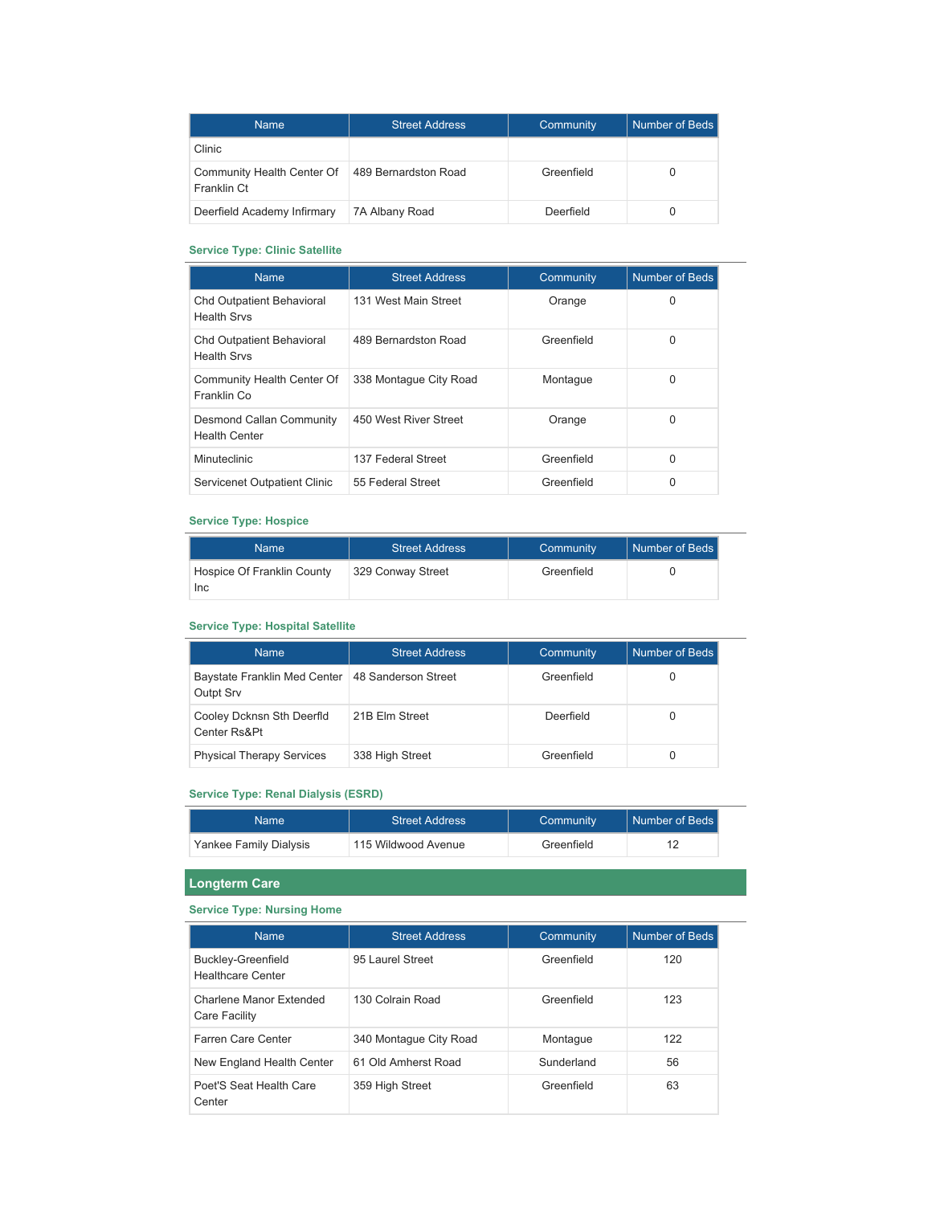| Name | Street Address | Community | Number of Beds |
|---|---|---|---|
| Clinic | | | |
| Community Health Center Of Franklin Ct | 489 Bernardston Road | Greenfield | 0 |
| Deerfield Academy Infirmary | 7A Albany Road | Deerfield | 0 |

#### Service Type: Clinic Satellite

| Name | Street Address | Community | Number of Beds |
|---|---|---|---|
| Chd Outpatient Behavioral Health Srvs | 131 West Main Street | Orange | 0 |
| Chd Outpatient Behavioral Health Srvs | 489 Bernardston Road | Greenfield | 0 |
| Community Health Center Of Franklin Co | 338 Montague City Road | Montague | 0 |
| Desmond Callan Community Health Center | 450 West River Street | Orange | 0 |
| Minuteclinic | 137 Federal Street | Greenfield | 0 |
| Servicenet Outpatient Clinic | 55 Federal Street | Greenfield | 0 |

#### Service Type: Hospice

| Name | Street Address | Community | Number of Beds |
|---|---|---|---|
| Hospice Of Franklin County Inc | 329 Conway Street | Greenfield | 0 |

#### Service Type: Hospital Satellite

| Name | Street Address | Community | Number of Beds |
|---|---|---|---|
| Baystate Franklin Med Center Outpt Srv | 48 Sanderson Street | Greenfield | 0 |
| Cooley Dcknsn Sth Deerfld Center Rs&Pt | 21B Elm Street | Deerfield | 0 |
| Physical Therapy Services | 338 High Street | Greenfield | 0 |

#### Service Type: Renal Dialysis (ESRD)

| Name | Street Address | Community | Number of Beds |
|---|---|---|---|
| Yankee Family Dialysis | 115 Wildwood Avenue | Greenfield | 12 |

### Longterm Care

#### Service Type: Nursing Home

| Name | Street Address | Community | Number of Beds |
|---|---|---|---|
| Buckley-Greenfield Healthcare Center | 95 Laurel Street | Greenfield | 120 |
| Charlene Manor Extended Care Facility | 130 Colrain Road | Greenfield | 123 |
| Farren Care Center | 340 Montague City Road | Montague | 122 |
| New England Health Center | 61 Old Amherst Road | Sunderland | 56 |
| Poet'S Seat Health Care Center | 359 High Street | Greenfield | 63 |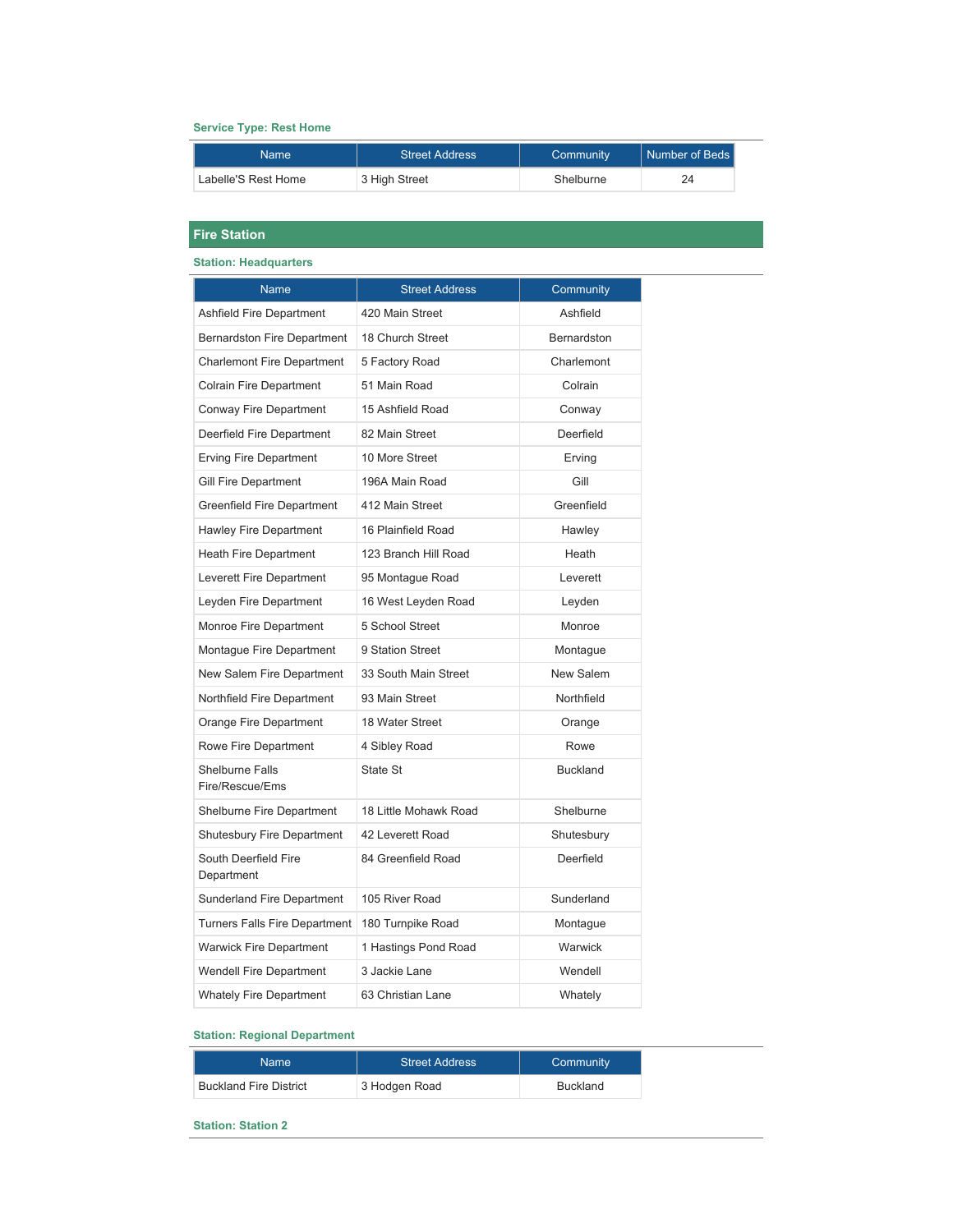### Service Type: Rest Home

| Name | Street Address | Community | Number of Beds |
| --- | --- | --- | --- |
| Labelle'S Rest Home | 3 High Street | Shelburne | 24 |

## Fire Station

### Station: Headquarters

| Name | Street Address | Community |
| --- | --- | --- |
| Ashfield Fire Department | 420 Main Street | Ashfield |
| Bernardston Fire Department | 18 Church Street | Bernardston |
| Charlemont Fire Department | 5 Factory Road | Charlemont |
| Colrain Fire Department | 51 Main Road | Colrain |
| Conway Fire Department | 15 Ashfield Road | Conway |
| Deerfield Fire Department | 82 Main Street | Deerfield |
| Erving Fire Department | 10 More Street | Erving |
| Gill Fire Department | 196A Main Road | Gill |
| Greenfield Fire Department | 412 Main Street | Greenfield |
| Hawley Fire Department | 16 Plainfield Road | Hawley |
| Heath Fire Department | 123 Branch Hill Road | Heath |
| Leverett Fire Department | 95 Montague Road | Leverett |
| Leyden Fire Department | 16 West Leyden Road | Leyden |
| Monroe Fire Department | 5 School Street | Monroe |
| Montague Fire Department | 9 Station Street | Montague |
| New Salem Fire Department | 33 South Main Street | New Salem |
| Northfield Fire Department | 93 Main Street | Northfield |
| Orange Fire Department | 18 Water Street | Orange |
| Rowe Fire Department | 4 Sibley Road | Rowe |
| Shelburne Falls Fire/Rescue/Ems | State St | Buckland |
| Shelburne Fire Department | 18 Little Mohawk Road | Shelburne |
| Shutesbury Fire Department | 42 Leverett Road | Shutesbury |
| South Deerfield Fire Department | 84 Greenfield Road | Deerfield |
| Sunderland Fire Department | 105 River Road | Sunderland |
| Turners Falls Fire Department | 180 Turnpike Road | Montague |
| Warwick Fire Department | 1 Hastings Pond Road | Warwick |
| Wendell Fire Department | 3 Jackie Lane | Wendell |
| Whately Fire Department | 63 Christian Lane | Whately |

### Station: Regional Department

| Name | Street Address | Community |
| --- | --- | --- |
| Buckland Fire District | 3 Hodgen Road | Buckland |

### Station: Station 2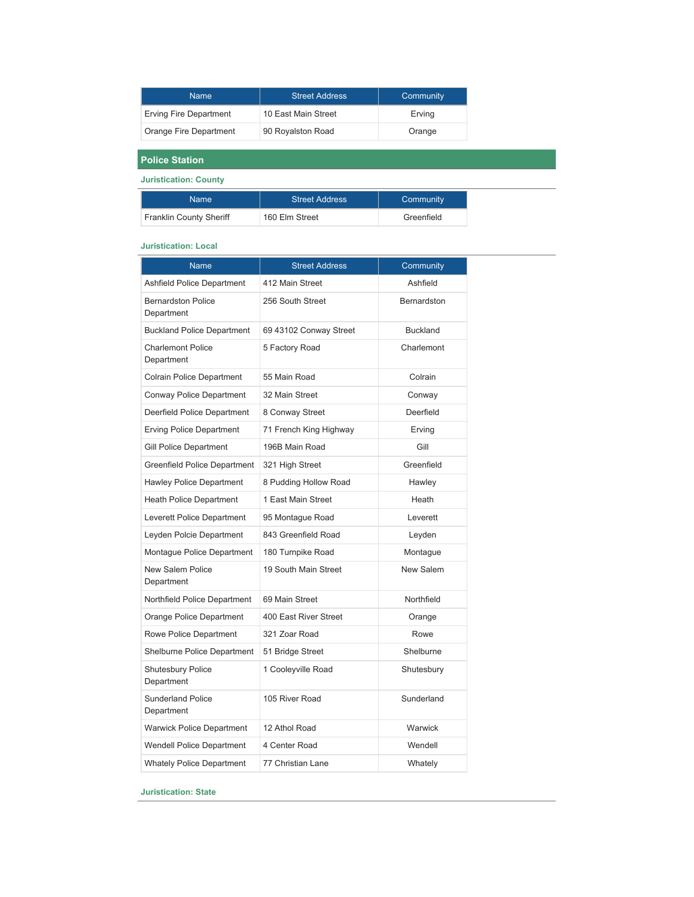| Name | Street Address | Community |
|---|---|---|
| Erving Fire Department | 10 East Main Street | Erving |
| Orange Fire Department | 90 Royalston Road | Orange |

## Police Station

### Juristication: County

| Name | Street Address | Community |
|---|---|---|
| Franklin County Sheriff | 160 Elm Street | Greenfield |

### Juristication: Local

| Name | Street Address | Community |
|---|---|---|
| Ashfield Police Department | 412 Main Street | Ashfield |
| Bernardston Police Department | 256 South Street | Bernardston |
| Buckland Police Department | 69 43102 Conway Street | Buckland |
| Charlemont Police Department | 5 Factory Road | Charlemont |
| Colrain Police Department | 55 Main Road | Colrain |
| Conway Police Department | 32 Main Street | Conway |
| Deerfield Police Department | 8 Conway Street | Deerfield |
| Erving Police Department | 71 French King Highway | Erving |
| Gill Police Department | 196B Main Road | Gill |
| Greenfield Police Department | 321 High Street | Greenfield |
| Hawley Police Department | 8 Pudding Hollow Road | Hawley |
| Heath Police Department | 1 East Main Street | Heath |
| Leverett Police Department | 95 Montague Road | Leverett |
| Leyden Polcie Department | 843 Greenfield Road | Leyden |
| Montague Police Department | 180 Turnpike Road | Montague |
| New Salem Police Department | 19 South Main Street | New Salem |
| Northfield Police Department | 69 Main Street | Northfield |
| Orange Police Department | 400 East River Street | Orange |
| Rowe Police Department | 321 Zoar Road | Rowe |
| Shelburne Police Department | 51 Bridge Street | Shelburne |
| Shutesbury Police Department | 1 Cooleyville Road | Shutesbury |
| Sunderland Police Department | 105 River Road | Sunderland |
| Warwick Police Department | 12 Athol Road | Warwick |
| Wendell Police Department | 4 Center Road | Wendell |
| Whately Police Department | 77 Christian Lane | Whately |

### Juristication: State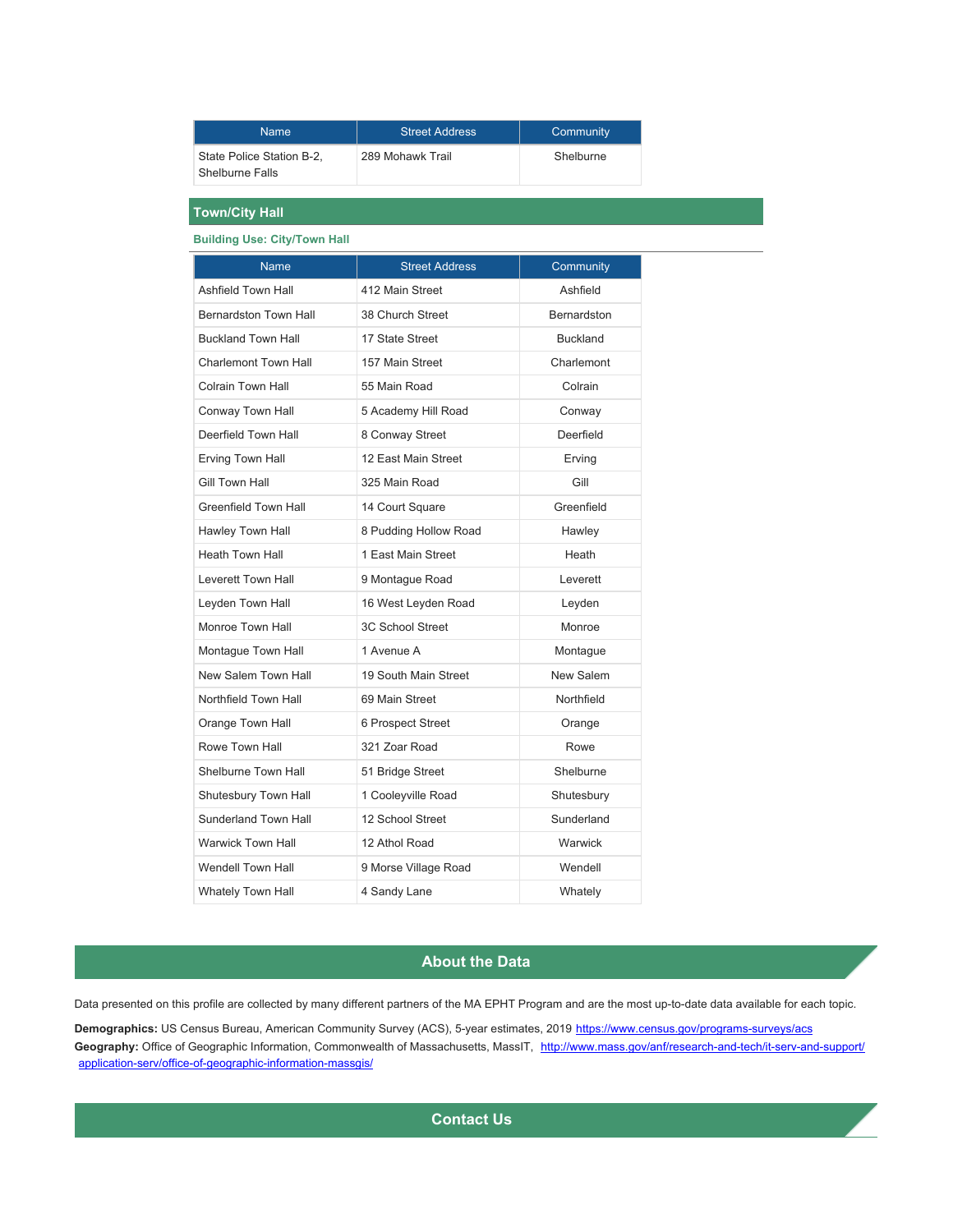| Name | Street Address | Community |
|---|---|---|
| State Police Station B-2, Shelburne Falls | 289 Mohawk Trail | Shelburne |

## Town/City Hall

### Building Use: City/Town Hall

| Name | Street Address | Community |
|---|---|---|
| Ashfield Town Hall | 412 Main Street | Ashfield |
| Bernardston Town Hall | 38 Church Street | Bernardston |
| Buckland Town Hall | 17 State Street | Buckland |
| Charlemont Town Hall | 157 Main Street | Charlemont |
| Colrain Town Hall | 55 Main Road | Colrain |
| Conway Town Hall | 5 Academy Hill Road | Conway |
| Deerfield Town Hall | 8 Conway Street | Deerfield |
| Erving Town Hall | 12 East Main Street | Erving |
| Gill Town Hall | 325 Main Road | Gill |
| Greenfield Town Hall | 14 Court Square | Greenfield |
| Hawley Town Hall | 8 Pudding Hollow Road | Hawley |
| Heath Town Hall | 1 East Main Street | Heath |
| Leverett Town Hall | 9 Montague Road | Leverett |
| Leyden Town Hall | 16 West Leyden Road | Leyden |
| Monroe Town Hall | 3C School Street | Monroe |
| Montague Town Hall | 1 Avenue A | Montague |
| New Salem Town Hall | 19 South Main Street | New Salem |
| Northfield Town Hall | 69 Main Street | Northfield |
| Orange Town Hall | 6 Prospect Street | Orange |
| Rowe Town Hall | 321 Zoar Road | Rowe |
| Shelburne Town Hall | 51 Bridge Street | Shelburne |
| Shutesbury Town Hall | 1 Cooleyville Road | Shutesbury |
| Sunderland Town Hall | 12 School Street | Sunderland |
| Warwick Town Hall | 12 Athol Road | Warwick |
| Wendell Town Hall | 9 Morse Village Road | Wendell |
| Whately Town Hall | 4 Sandy Lane | Whately |

## About the Data

Data presented on this profile are collected by many different partners of the MA EPHT Program and are the most up-to-date data available for each topic.

**Demographics:** US Census Bureau, American Community Survey (ACS), 5-year estimates, 2019 https://www.census.gov/programs-surveys/acs

**Geography:** Office of Geographic Information, Commonwealth of Massachusetts, MassIT, http://www.mass.gov/anf/research-and-tech/it-serv-and-support/application-serv/office-of-geographic-information-massgis/

## Contact Us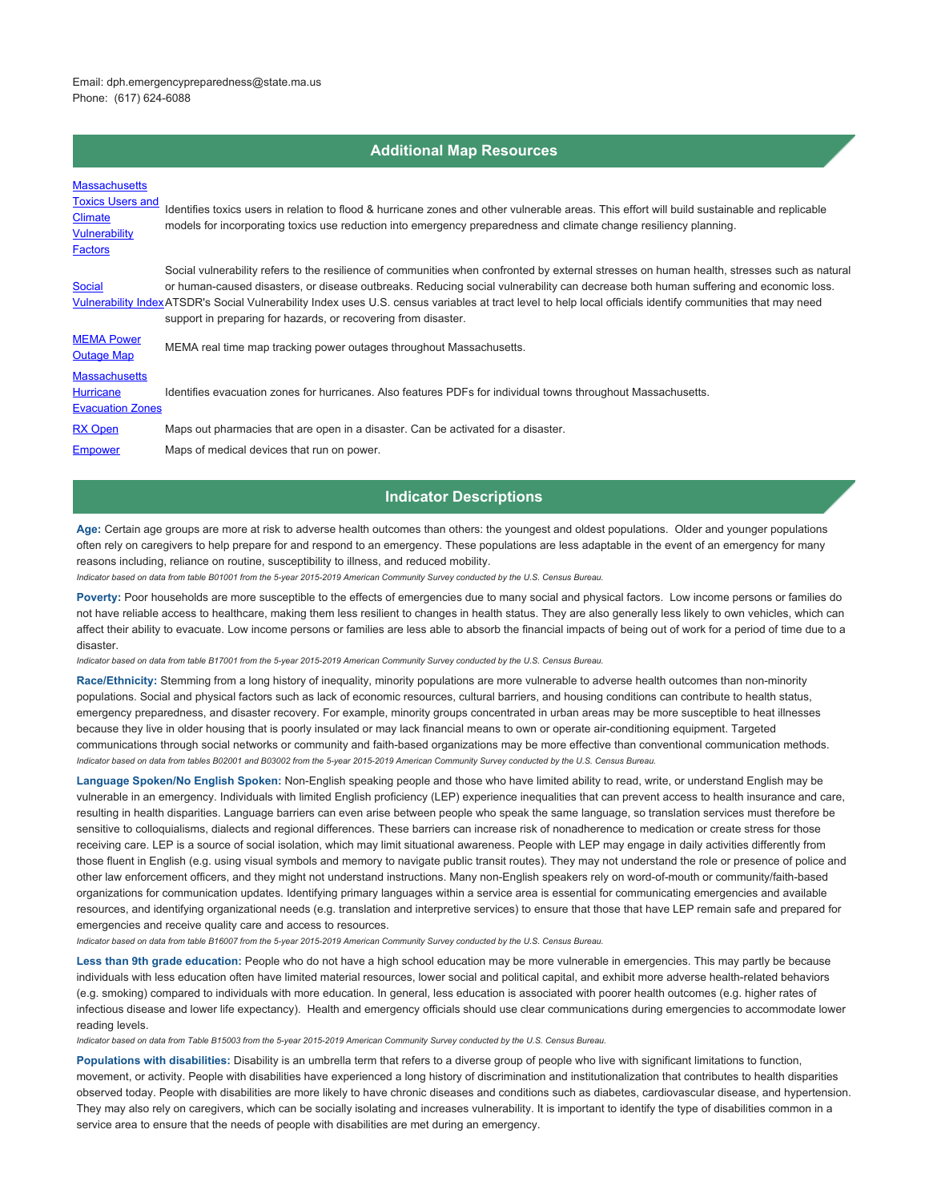Email: dph.emergencypreparedness@state.ma.us
Phone: (617) 624-6088

## Additional Map Resources

| | |
|---|---|
| Massachusetts Toxics Users and Climate Vulnerability Factors | Identifies toxics users in relation to flood & hurricane zones and other vulnerable areas. This effort will build sustainable and replicable models for incorporating toxics use reduction into emergency preparedness and climate change resiliency planning. |
| Social Vulnerability Index | Social vulnerability refers to the resilience of communities when confronted by external stresses on human health, stresses such as natural or human-caused disasters, or disease outbreaks. Reducing social vulnerability can decrease both human suffering and economic loss. ATSDR's Social Vulnerability Index uses U.S. census variables at tract level to help local officials identify communities that may need support in preparing for hazards, or recovering from disaster. |
| MEMA Power Outage Map | MEMA real time map tracking power outages throughout Massachusetts. |
| Massachusetts Hurricane Evacuation Zones | Identifies evacuation zones for hurricanes. Also features PDFs for individual towns throughout Massachusetts. |
| RX Open | Maps out pharmacies that are open in a disaster. Can be activated for a disaster. |
| Empower | Maps of medical devices that run on power. |

## Indicator Descriptions

**Age:** Certain age groups are more at risk to adverse health outcomes than others: the youngest and oldest populations. Older and younger populations often rely on caregivers to help prepare for and respond to an emergency. These populations are less adaptable in the event of an emergency for many reasons including, reliance on routine, susceptibility to illness, and reduced mobility.

*Indicator based on data from table B01001 from the 5-year 2015-2019 American Community Survey conducted by the U.S. Census Bureau.*

**Poverty:** Poor households are more susceptible to the effects of emergencies due to many social and physical factors. Low income persons or families do not have reliable access to healthcare, making them less resilient to changes in health status. They are also generally less likely to own vehicles, which can affect their ability to evacuate. Low income persons or families are less able to absorb the financial impacts of being out of work for a period of time due to a disaster.

*Indicator based on data from table B17001 from the 5-year 2015-2019 American Community Survey conducted by the U.S. Census Bureau.*

**Race/Ethnicity:** Stemming from a long history of inequality, minority populations are more vulnerable to adverse health outcomes than non-minority populations. Social and physical factors such as lack of economic resources, cultural barriers, and housing conditions can contribute to health status, emergency preparedness, and disaster recovery. For example, minority groups concentrated in urban areas may be more susceptible to heat illnesses because they live in older housing that is poorly insulated or may lack financial means to own or operate air-conditioning equipment. Targeted communications through social networks or community and faith-based organizations may be more effective than conventional communication methods.

*Indicator based on data from tables B02001 and B03002 from the 5-year 2015-2019 American Community Survey conducted by the U.S. Census Bureau.*

**Language Spoken/No English Spoken:** Non-English speaking people and those who have limited ability to read, write, or understand English may be vulnerable in an emergency. Individuals with limited English proficiency (LEP) experience inequalities that can prevent access to health insurance and care, resulting in health disparities. Language barriers can even arise between people who speak the same language, so translation services must therefore be sensitive to colloquialisms, dialects and regional differences. These barriers can increase risk of nonadherence to medication or create stress for those receiving care. LEP is a source of social isolation, which may limit situational awareness. People with LEP may engage in daily activities differently from those fluent in English (e.g. using visual symbols and memory to navigate public transit routes). They may not understand the role or presence of police and other law enforcement officers, and they might not understand instructions. Many non-English speakers rely on word-of-mouth or community/faith-based organizations for communication updates. Identifying primary languages within a service area is essential for communicating emergencies and available resources, and identifying organizational needs (e.g. translation and interpretive services) to ensure that those that have LEP remain safe and prepared for emergencies and receive quality care and access to resources.

*Indicator based on data from table B16007 from the 5-year 2015-2019 American Community Survey conducted by the U.S. Census Bureau.*

**Less than 9th grade education:** People who do not have a high school education may be more vulnerable in emergencies. This may partly be because individuals with less education often have limited material resources, lower social and political capital, and exhibit more adverse health-related behaviors (e.g. smoking) compared to individuals with more education. In general, less education is associated with poorer health outcomes (e.g. higher rates of infectious disease and lower life expectancy). Health and emergency officials should use clear communications during emergencies to accommodate lower reading levels.

*Indicator based on data from Table B15003 from the 5-year 2015-2019 American Community Survey conducted by the U.S. Census Bureau.*

**Populations with disabilities:** Disability is an umbrella term that refers to a diverse group of people who live with significant limitations to function, movement, or activity. People with disabilities have experienced a long history of discrimination and institutionalization that contributes to health disparities observed today. People with disabilities are more likely to have chronic diseases and conditions such as diabetes, cardiovascular disease, and hypertension. They may also rely on caregivers, which can be socially isolating and increases vulnerability. It is important to identify the type of disabilities common in a service area to ensure that the needs of people with disabilities are met during an emergency.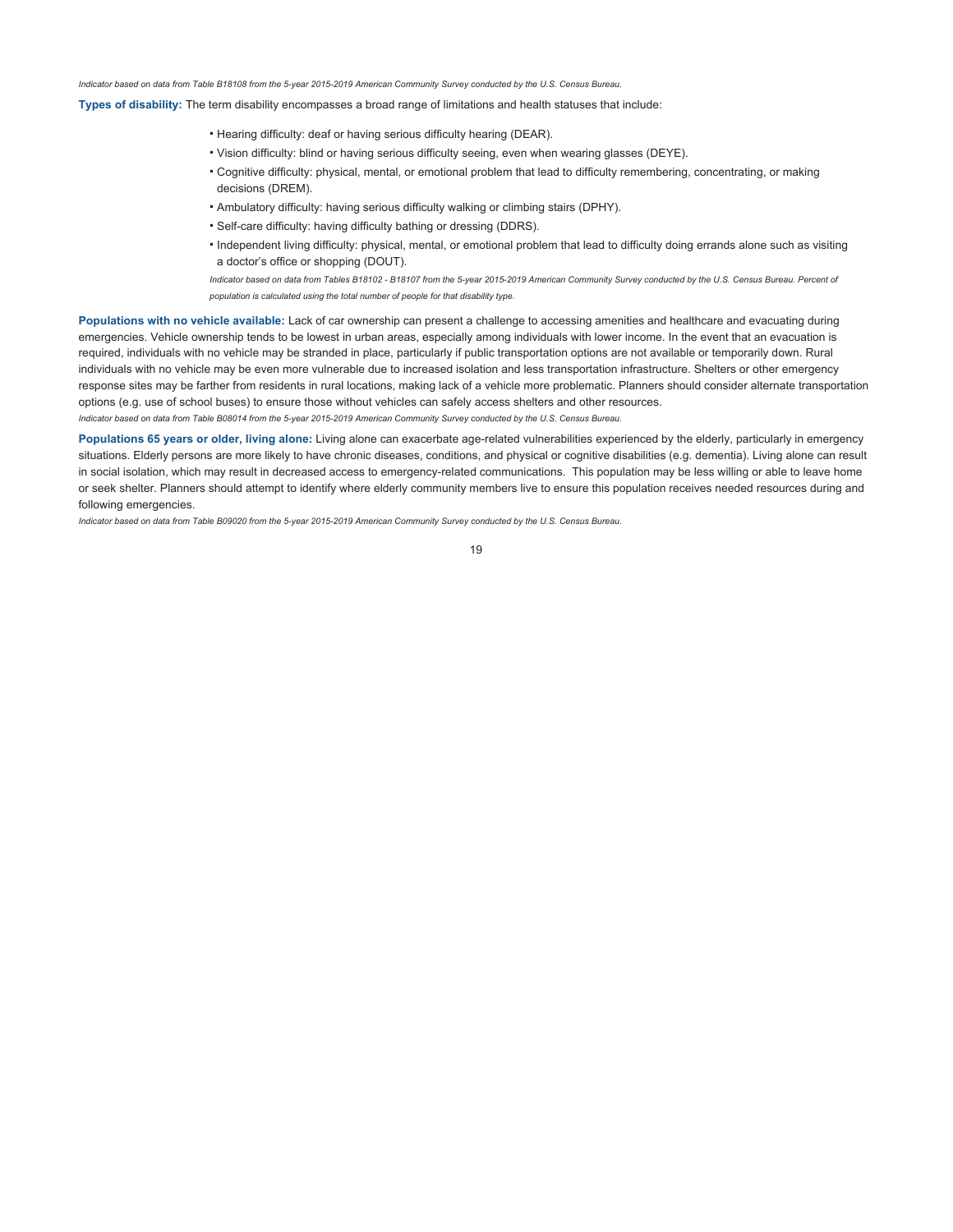*Indicator based on data from Table B18108 from the 5-year 2015-2019 American Community Survey conducted by the U.S. Census Bureau.*

**Types of disability:** The term disability encompasses a broad range of limitations and health statuses that include:

- Hearing difficulty: deaf or having serious difficulty hearing (DEAR).
- Vision difficulty: blind or having serious difficulty seeing, even when wearing glasses (DEYE).
- Cognitive difficulty: physical, mental, or emotional problem that lead to difficulty remembering, concentrating, or making decisions (DREM).
- Ambulatory difficulty: having serious difficulty walking or climbing stairs (DPHY).
- Self-care difficulty: having difficulty bathing or dressing (DDRS).
- Independent living difficulty: physical, mental, or emotional problem that lead to difficulty doing errands alone such as visiting a doctor's office or shopping (DOUT).

*Indicator based on data from Tables B18102 - B18107 from the 5-year 2015-2019 American Community Survey conducted by the U.S. Census Bureau. Percent of population is calculated using the total number of people for that disability type.*

**Populations with no vehicle available:** Lack of car ownership can present a challenge to accessing amenities and healthcare and evacuating during emergencies. Vehicle ownership tends to be lowest in urban areas, especially among individuals with lower income. In the event that an evacuation is required, individuals with no vehicle may be stranded in place, particularly if public transportation options are not available or temporarily down. Rural individuals with no vehicle may be even more vulnerable due to increased isolation and less transportation infrastructure. Shelters or other emergency response sites may be farther from residents in rural locations, making lack of a vehicle more problematic. Planners should consider alternate transportation options (e.g. use of school buses) to ensure those without vehicles can safely access shelters and other resources.

*Indicator based on data from Table B08014 from the 5-year 2015-2019 American Community Survey conducted by the U.S. Census Bureau.*

**Populations 65 years or older, living alone:** Living alone can exacerbate age-related vulnerabilities experienced by the elderly, particularly in emergency situations. Elderly persons are more likely to have chronic diseases, conditions, and physical or cognitive disabilities (e.g. dementia). Living alone can result in social isolation, which may result in decreased access to emergency-related communications. This population may be less willing or able to leave home or seek shelter. Planners should attempt to identify where elderly community members live to ensure this population receives needed resources during and following emergencies.

*Indicator based on data from Table B09020 from the 5-year 2015-2019 American Community Survey conducted by the U.S. Census Bureau.*